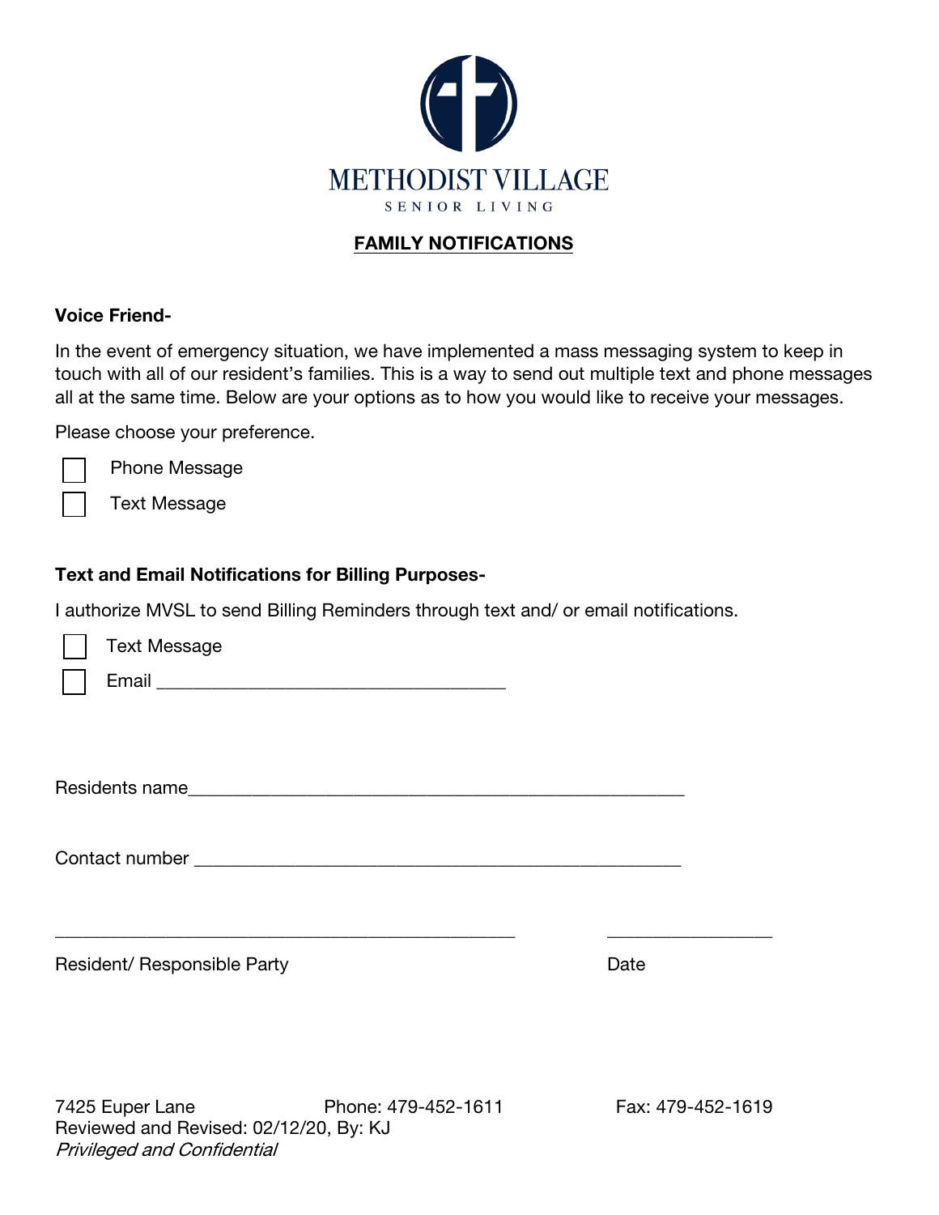METHODIST VILLAGE

SENIOR LIVING

# FAMILY NOTIFICATIONS

**Voice Friend-**

In the event of emergency situation, we have implemented a mass messaging system to keep in touch with all of our resident's families. This is a way to send out multiple text and phone messages all at the same time. Below are your options as to how you would like to receive your messages.

Please choose your preference.

- ☐ Phone Message
- ☐ Text Message

**Text and Email Notifications for Billing Purposes-**

I authorize MVSL to send Billing Reminders through text and/ or email notifications.

- ☐ Text Message
- ☐ Email ___________________________________

Residents name__________________________________________________

Contact number __________________________________________________

______________________________________________ _________________

Resident/ Responsible Party Date

7425 Euper Lane Phone: 479-452-1611 Fax: 479-452-1619

Reviewed and Revised: 02/12/20, By: KJ

*Privileged and Confidential*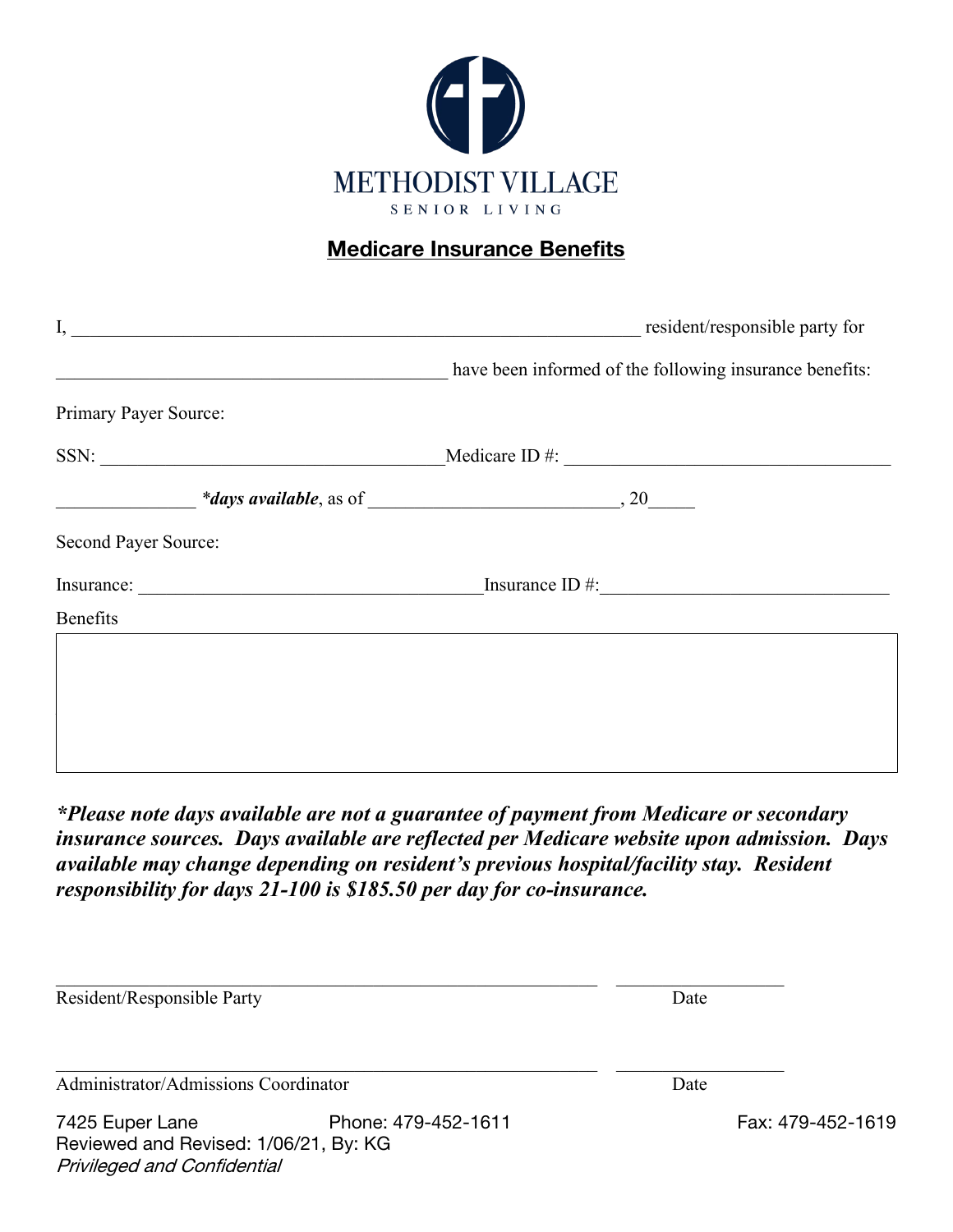METHODIST VILLAGE

SENIOR LIVING

## Medicare Insurance Benefits

I, ______________________________________________________________ resident/responsible party for

__________________________________________ have been informed of the following insurance benefits:

Primary Payer Source:

SSN: ____________________________________ Medicare ID #: ___________________________________

______________ ***days available**, as of ___________________________, 20_____

Second Payer Source:

Insurance: _____________________________________ Insurance ID #: ______________________________

Benefits

|   |
|---|
|   |

***Please note days available are not a guarantee of payment from Medicare or secondary insurance sources. Days available are reflected per Medicare website upon admission. Days available may change depending on resident's previous hospital/facility stay. Resident responsibility for days 21-100 is $185.50 per day for co-insurance.***

___________________________________________________________ __________________

Resident/Responsible Party Date

___________________________________________________________ __________________

Administrator/Admissions Coordinator Date

7425 Euper Lane Phone: 479-452-1611 Fax: 479-452-1619

Reviewed and Revised: 1/06/21, By: KG

*Privileged and Confidential*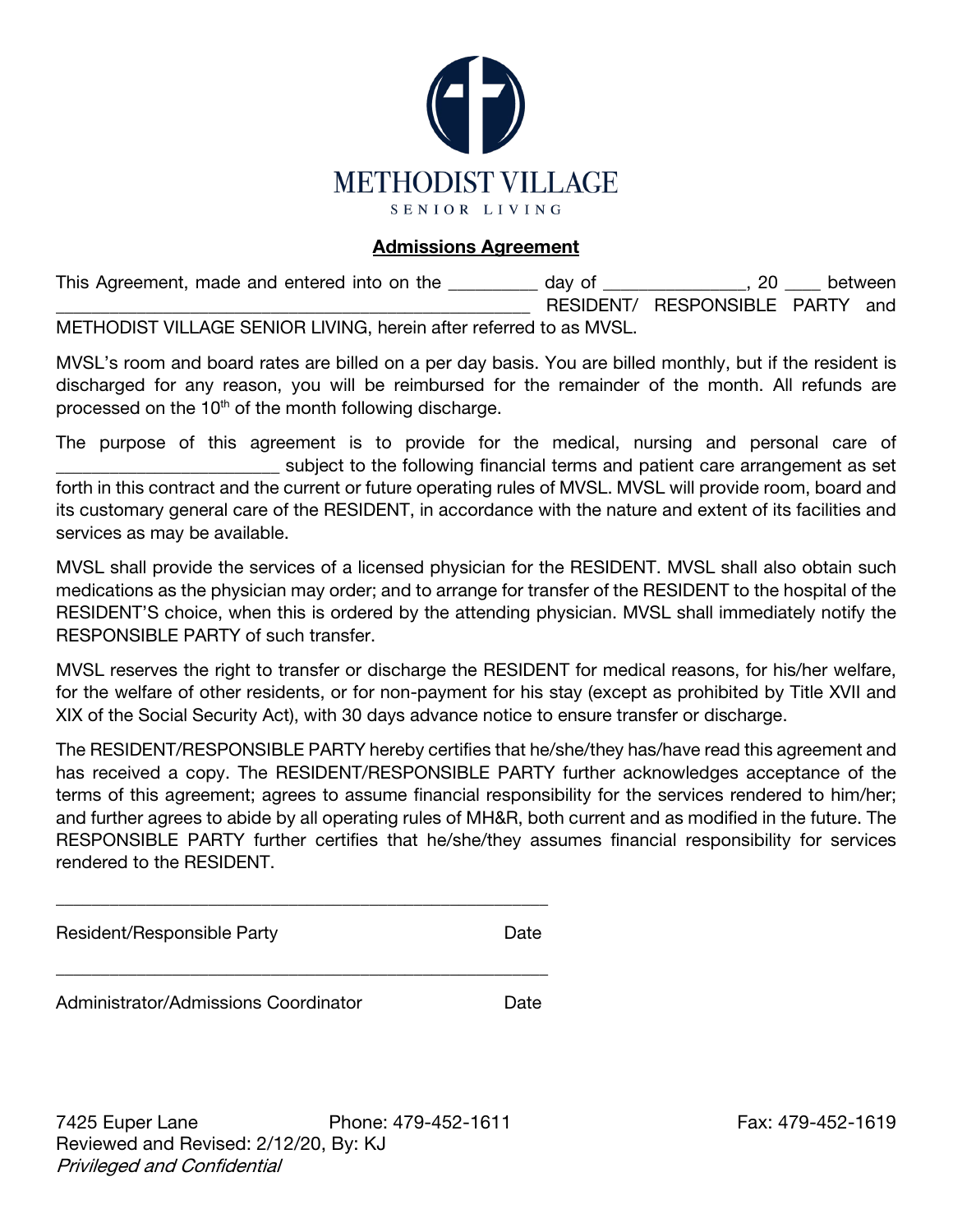METHODIST VILLAGE

SENIOR LIVING

## **Admissions Agreement**

This Agreement, made and entered into on the __________ day of _______________, 20 ____ between __________________________________________________ RESIDENT/ RESPONSIBLE PARTY and METHODIST VILLAGE SENIOR LIVING, herein after referred to as MVSL.

MVSL's room and board rates are billed on a per day basis. You are billed monthly, but if the resident is discharged for any reason, you will be reimbursed for the remainder of the month. All refunds are processed on the 10th of the month following discharge.

The purpose of this agreement is to provide for the medical, nursing and personal care of ________________________ subject to the following financial terms and patient care arrangement as set forth in this contract and the current or future operating rules of MVSL. MVSL will provide room, board and its customary general care of the RESIDENT, in accordance with the nature and extent of its facilities and services as may be available.

MVSL shall provide the services of a licensed physician for the RESIDENT. MVSL shall also obtain such medications as the physician may order; and to arrange for transfer of the RESIDENT to the hospital of the RESIDENT'S choice, when this is ordered by the attending physician. MVSL shall immediately notify the RESPONSIBLE PARTY of such transfer.

MVSL reserves the right to transfer or discharge the RESIDENT for medical reasons, for his/her welfare, for the welfare of other residents, or for non-payment for his stay (except as prohibited by Title XVII and XIX of the Social Security Act), with 30 days advance notice to ensure transfer or discharge.

The RESIDENT/RESPONSIBLE PARTY hereby certifies that he/she/they has/have read this agreement and has received a copy. The RESIDENT/RESPONSIBLE PARTY further acknowledges acceptance of the terms of this agreement; agrees to assume financial responsibility for the services rendered to him/her; and further agrees to abide by all operating rules of MH&R, both current and as modified in the future. The RESPONSIBLE PARTY further certifies that he/she/they assumes financial responsibility for services rendered to the RESIDENT.

_____________________________________________________

Resident/Responsible Party Date

_____________________________________________________

Administrator/Admissions Coordinator Date

7425 Euper Lane Phone: 479-452-1611 Fax: 479-452-1619

Reviewed and Revised: 2/12/20, By: KJ

*Privileged and Confidential*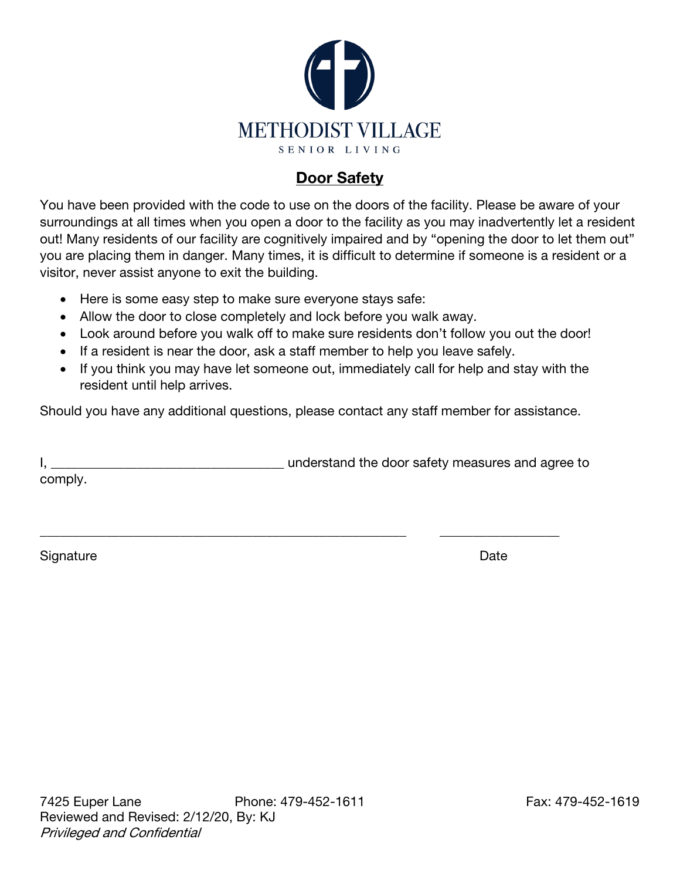METHODIST VILLAGE

SENIOR LIVING

## Door Safety

You have been provided with the code to use on the doors of the facility. Please be aware of your surroundings at all times when you open a door to the facility as you may inadvertently let a resident out! Many residents of our facility are cognitively impaired and by "opening the door to let them out" you are placing them in danger. Many times, it is difficult to determine if someone is a resident or a visitor, never assist anyone to exit the building.

- Here is some easy step to make sure everyone stays safe:
- Allow the door to close completely and lock before you walk away.
- Look around before you walk off to make sure residents don't follow you out the door!
- If a resident is near the door, ask a staff member to help you leave safely.
- If you think you may have let someone out, immediately call for help and stay with the resident until help arrives.

Should you have any additional questions, please contact any staff member for assistance.

I, _________________________________ understand the door safety measures and agree to comply.

_____________________________________________________ _________________

Signature Date

7425 Euper Lane Phone: 479-452-1611 Fax: 479-452-1619

Reviewed and Revised: 2/12/20, By: KJ

*Privileged and Confidential*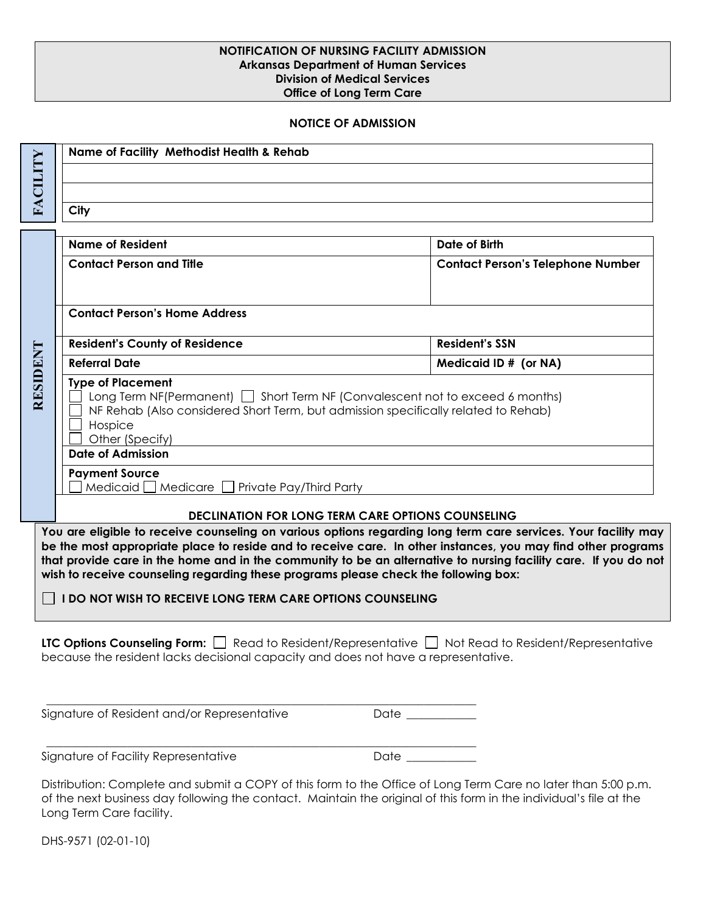**NOTIFICATION OF NURSING FACILITY ADMISSION**
**Arkansas Department of Human Services**
**Division of Medical Services**
**Office of Long Term Care**

## NOTICE OF ADMISSION

**FACILITY**

| **Name of Facility** Methodist Health & Rehab |
|---|
| |
| |
| **City** |

**RESIDENT**

| **Name of Resident** | **Date of Birth** |
|---|---|
| **Contact Person and Title** | **Contact Person's Telephone Number** |
| **Contact Person's Home Address** | |
| **Resident's County of Residence** | **Resident's SSN** |
| **Referral Date** | **Medicaid ID # (or NA)** |

**Type of Placement**
- ☐ Long Term NF(Permanent) ☐ Short Term NF (Convalescent not to exceed 6 months)
- ☐ NF Rehab (Also considered Short Term, but admission specifically related to Rehab)
- ☐ Hospice
- ☐ Other (Specify)

**Date of Admission**

**Payment Source**
☐ Medicaid ☐ Medicare ☐ Private Pay/Third Party

### DECLINATION FOR LONG TERM CARE OPTIONS COUNSELING

**You are eligible to receive counseling on various options regarding long term care services. Your facility may be the most appropriate place to reside and to receive care. In other instances, you may find other programs that provide care in the home and in the community to be an alternative to nursing facility care. If you do not wish to receive counseling regarding these programs please check the following box:**

☐ **I DO NOT WISH TO RECEIVE LONG TERM CARE OPTIONS COUNSELING**

**LTC Options Counseling Form:** ☐ Read to Resident/Representative ☐ Not Read to Resident/Representative because the resident lacks decisional capacity and does not have a representative.

\_\_\_\_\_\_\_\_\_\_\_\_\_\_\_\_\_\_\_\_\_\_\_\_\_\_\_\_\_\_\_\_\_\_\_\_\_\_\_\_\_\_\_\_\_\_\_\_\_\_\_\_\_\_\_\_\_\_\_\_
Signature of Resident and/or Representative Date \_\_\_\_\_\_\_\_\_\_\_\_

\_\_\_\_\_\_\_\_\_\_\_\_\_\_\_\_\_\_\_\_\_\_\_\_\_\_\_\_\_\_\_\_\_\_\_\_\_\_\_\_\_\_\_\_\_\_\_\_\_\_\_\_\_\_\_\_\_\_\_\_
Signature of Facility Representative Date \_\_\_\_\_\_\_\_\_\_\_\_

Distribution: Complete and submit a COPY of this form to the Office of Long Term Care no later than 5:00 p.m. of the next business day following the contact. Maintain the original of this form in the individual's file at the Long Term Care facility.

DHS-9571 (02-01-10)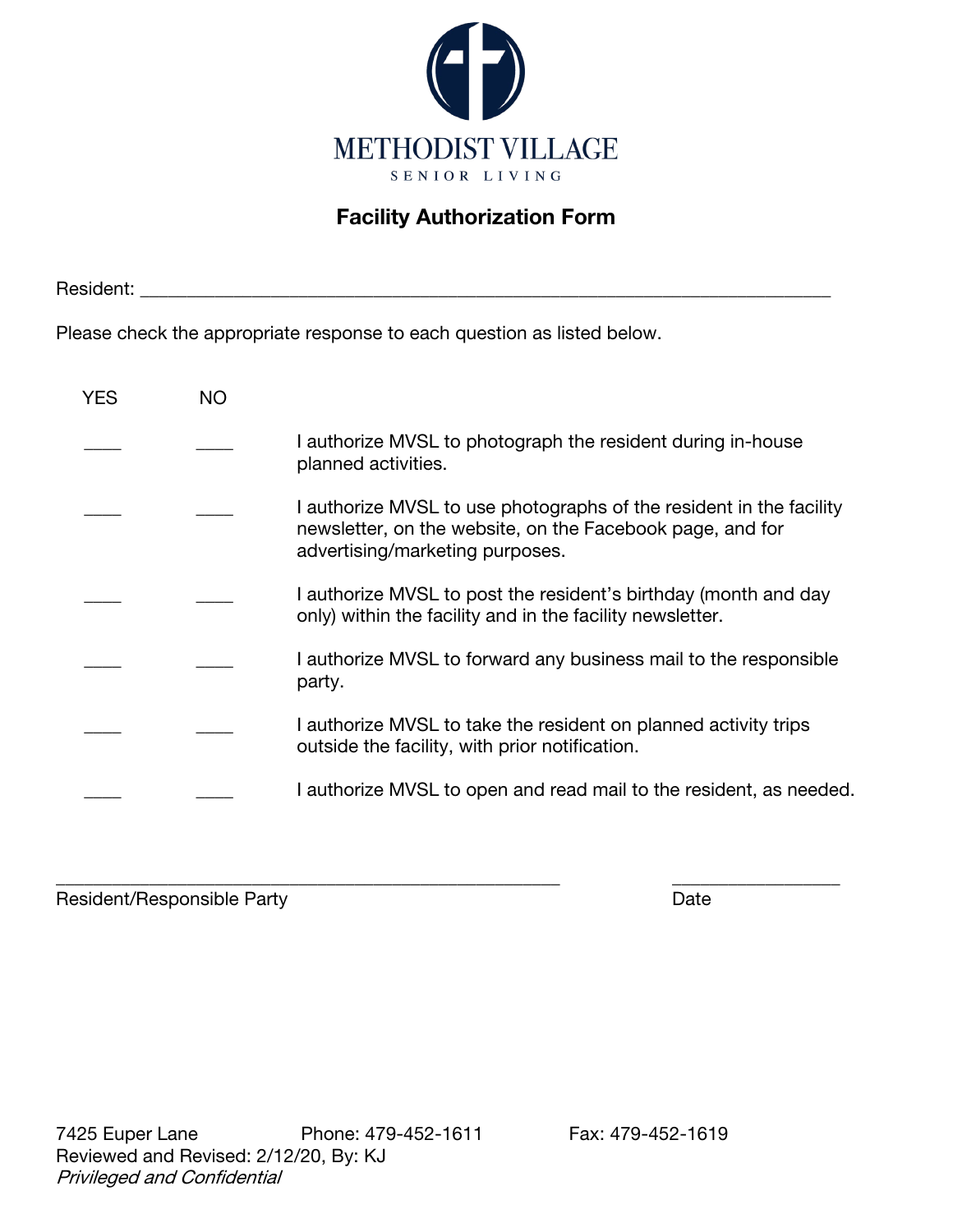METHODIST VILLAGE

SENIOR LIVING

# Facility Authorization Form

Resident: ___________________________________________________________________________

Please check the appropriate response to each question as listed below.

| YES | NO | |
|---|---|---|
| ____ | ____ | I authorize MVSL to photograph the resident during in-house planned activities. |
| ____ | ____ | I authorize MVSL to use photographs of the resident in the facility newsletter, on the website, on the Facebook page, and for advertising/marketing purposes. |
| ____ | ____ | I authorize MVSL to post the resident's birthday (month and day only) within the facility and in the facility newsletter. |
| ____ | ____ | I authorize MVSL to forward any business mail to the responsible party. |
| ____ | ____ | I authorize MVSL to take the resident on planned activity trips outside the facility, with prior notification. |
| ____ | ____ | I authorize MVSL to open and read mail to the resident, as needed. |

_______________________________________________________ _________________

Resident/Responsible Party Date

7425 Euper Lane Phone: 479-452-1611 Fax: 479-452-1619

Reviewed and Revised: 2/12/20, By: KJ

*Privileged and Confidential*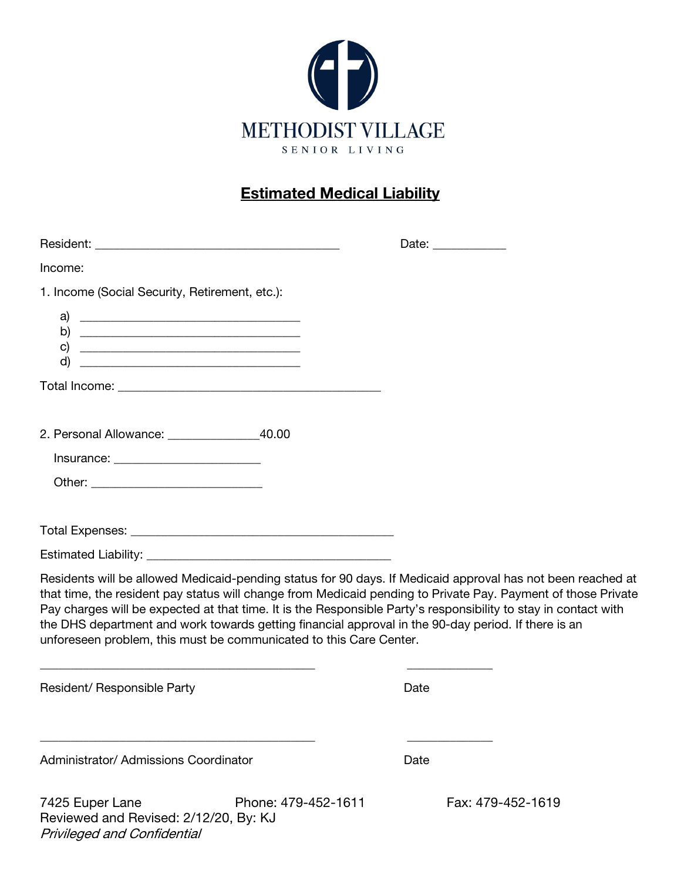METHODIST VILLAGE

SENIOR LIVING

# Estimated Medical Liability

Resident: ________________________________________ Date: ___________

Income:

1. Income (Social Security, Retirement, etc.):

   a) ____________________________________
   b) ____________________________________
   c) ____________________________________
   d) ____________________________________

Total Income: ___________________________________________

2. Personal Allowance: ______________40.00

   Insurance: ________________________

   Other: ____________________________

Total Expenses: ___________________________________________

Estimated Liability: ________________________________________

Residents will be allowed Medicaid-pending status for 90 days. If Medicaid approval has not been reached at that time, the resident pay status will change from Medicaid pending to Private Pay. Payment of those Private Pay charges will be expected at that time. It is the Responsible Party's responsibility to stay in contact with the DHS department and work towards getting financial approval in the 90-day period. If there is an unforeseen problem, this must be communicated to this Care Center.

_____________________________________________ ______________

Resident/ Responsible Party Date

_____________________________________________ ______________

Administrator/ Admissions Coordinator Date

7425 Euper Lane Phone: 479-452-1611 Fax: 479-452-1619

Reviewed and Revised: 2/12/20, By: KJ

*Privileged and Confidential*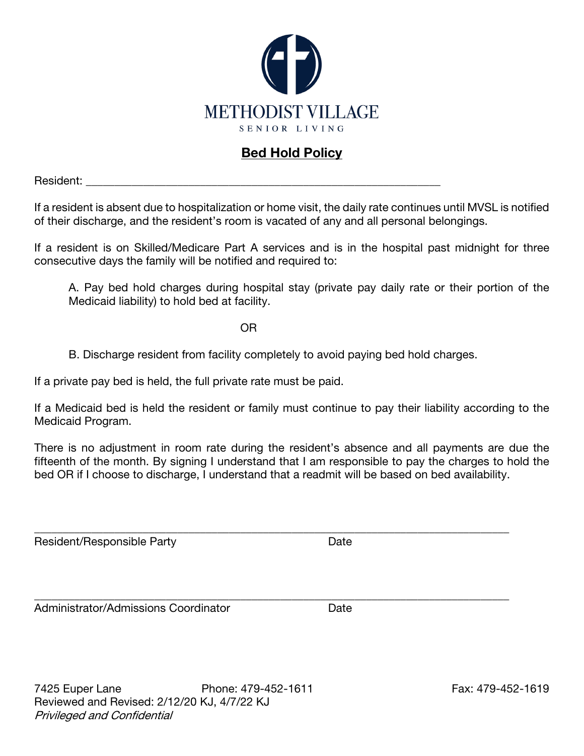METHODIST VILLAGE

SENIOR LIVING

## Bed Hold Policy

Resident: ___________________________________________________________

If a resident is absent due to hospitalization or home visit, the daily rate continues until MVSL is notified of their discharge, and the resident's room is vacated of any and all personal belongings.

If a resident is on Skilled/Medicare Part A services and is in the hospital past midnight for three consecutive days the family will be notified and required to:

> A. Pay bed hold charges during hospital stay (private pay daily rate or their portion of the Medicaid liability) to hold bed at facility.
>
> OR
>
> B. Discharge resident from facility completely to avoid paying bed hold charges.

If a private pay bed is held, the full private rate must be paid.

If a Medicaid bed is held the resident or family must continue to pay their liability according to the Medicaid Program.

There is no adjustment in room rate during the resident's absence and all payments are due the fifteenth of the month. By signing I understand that I am responsible to pay the charges to hold the bed OR if I choose to discharge, I understand that a readmit will be based on bed availability.

_______________________________________________________________________________

Resident/Responsible Party Date

_______________________________________________________________________________

Administrator/Admissions Coordinator Date

7425 Euper Lane Phone: 479-452-1611 Fax: 479-452-1619

Reviewed and Revised: 2/12/20 KJ, 4/7/22 KJ

*Privileged and Confidential*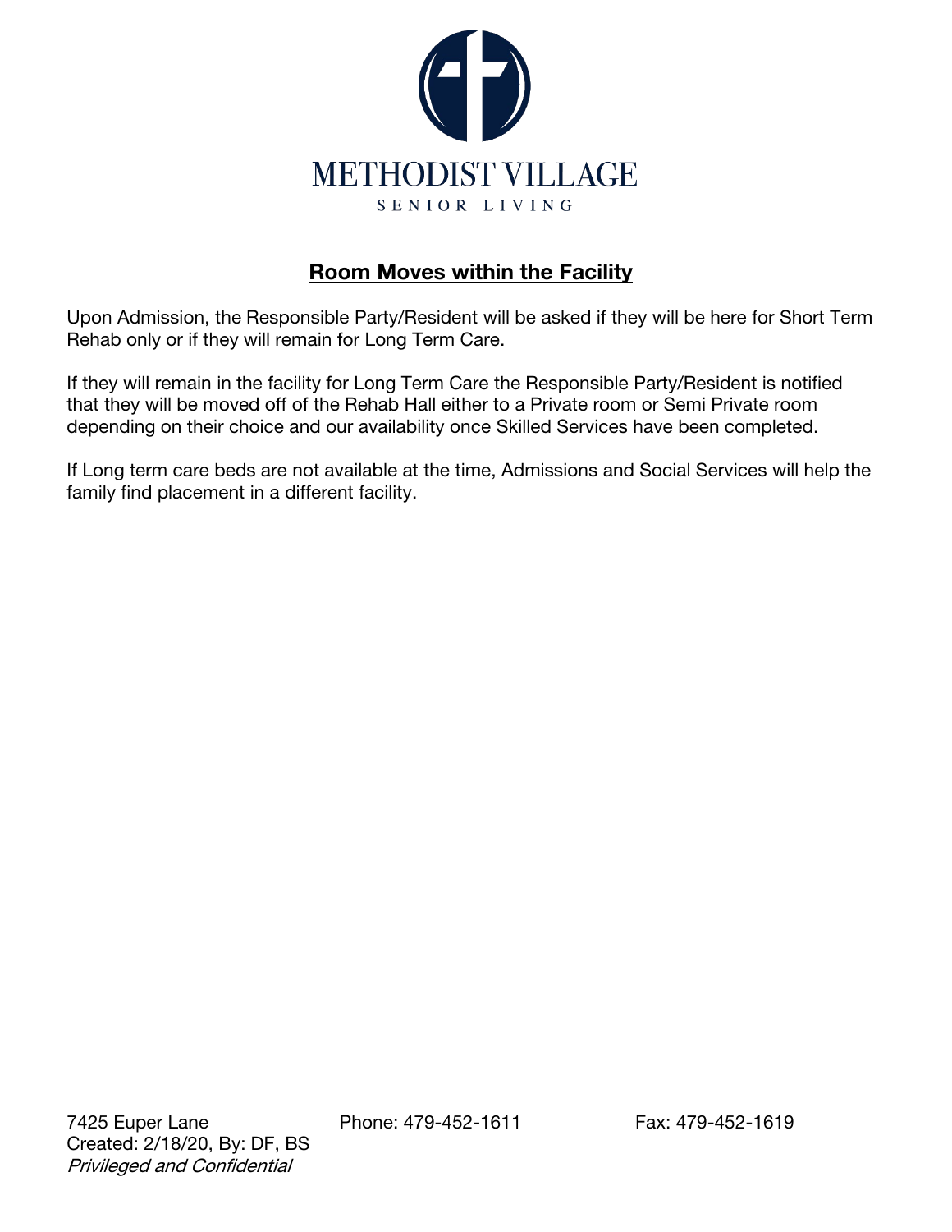METHODIST VILLAGE

SENIOR LIVING

## Room Moves within the Facility

Upon Admission, the Responsible Party/Resident will be asked if they will be here for Short Term Rehab only or if they will remain for Long Term Care.

If they will remain in the facility for Long Term Care the Responsible Party/Resident is notified that they will be moved off of the Rehab Hall either to a Private room or Semi Private room depending on their choice and our availability once Skilled Services have been completed.

If Long term care beds are not available at the time, Admissions and Social Services will help the family find placement in a different facility.

7425 Euper Lane        Phone: 479-452-1611        Fax: 479-452-1619

Created: 2/18/20, By: DF, BS

*Privileged and Confidential*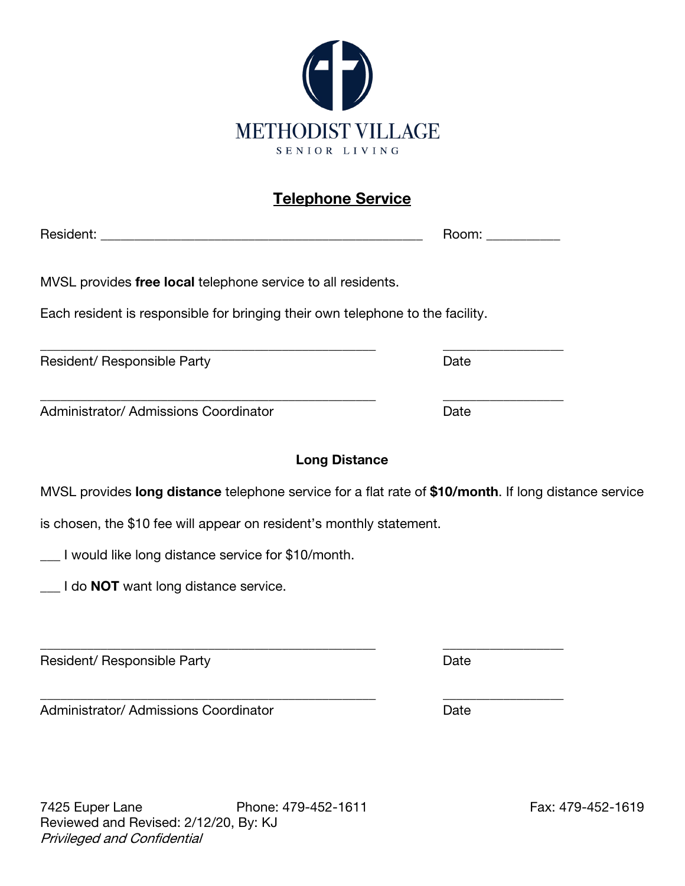METHODIST VILLAGE

SENIOR LIVING

## Telephone Service

Resident: ______________________________________________ Room: __________

MVSL provides **free local** telephone service to all residents.

Each resident is responsible for bringing their own telephone to the facility.

_____________________________________________ _________________

Resident/ Responsible Party Date

_____________________________________________ _________________

Administrator/ Admissions Coordinator Date

### Long Distance

MVSL provides **long distance** telephone service for a flat rate of **$10/month**. If long distance service is chosen, the $10 fee will appear on resident's monthly statement.

___ I would like long distance service for $10/month.

___ I do **NOT** want long distance service.

_____________________________________________ _________________

Resident/ Responsible Party Date

_____________________________________________ _________________

Administrator/ Admissions Coordinator Date

7425 Euper Lane Phone: 479-452-1611 Fax: 479-452-1619

Reviewed and Revised: 2/12/20, By: KJ

*Privileged and Confidential*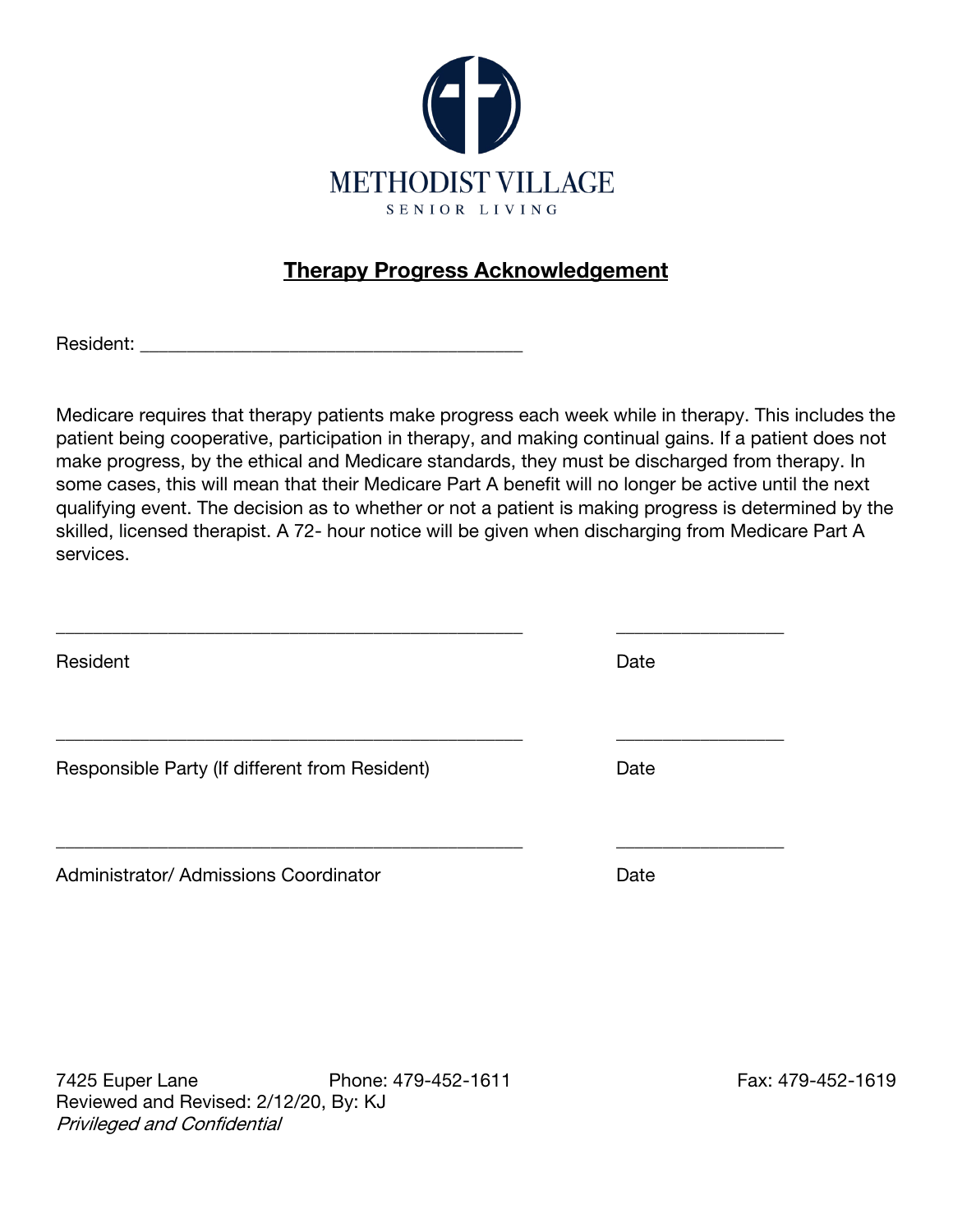METHODIST VILLAGE

SENIOR LIVING

## Therapy Progress Acknowledgement

Resident: ______________________________________

Medicare requires that therapy patients make progress each week while in therapy. This includes the patient being cooperative, participation in therapy, and making continual gains. If a patient does not make progress, by the ethical and Medicare standards, they must be discharged from therapy. In some cases, this will mean that their Medicare Part A benefit will no longer be active until the next qualifying event. The decision as to whether or not a patient is making progress is determined by the skilled, licensed therapist. A 72- hour notice will be given when discharging from Medicare Part A services.

______________________________________________ ________________

Resident Date

______________________________________________ ________________

Responsible Party (If different from Resident) Date

______________________________________________ ________________

Administrator/ Admissions Coordinator Date

7425 Euper Lane Phone: 479-452-1611 Fax: 479-452-1619
Reviewed and Revised: 2/12/20, By: KJ
*Privileged and Confidential*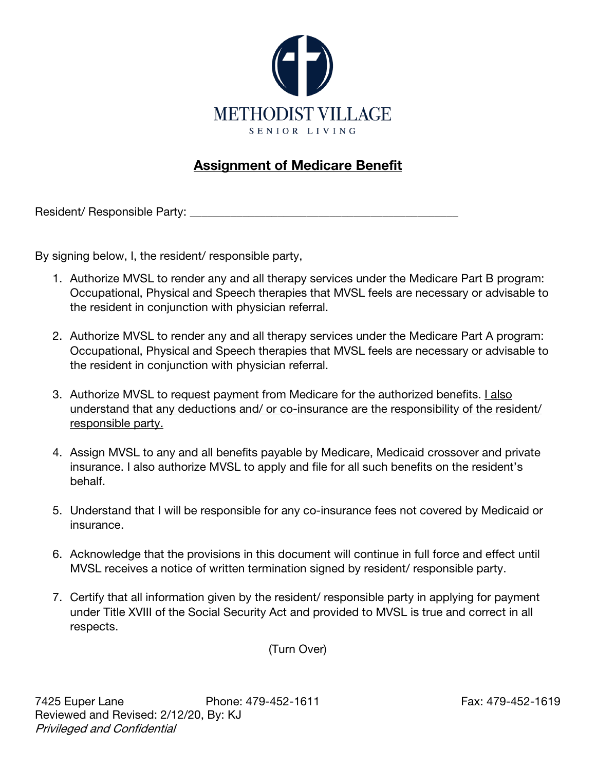METHODIST VILLAGE

SENIOR LIVING

## <u>Assignment of Medicare Benefit</u>

Resident/ Responsible Party: ______________________________________________

By signing below, I, the resident/ responsible party,

1. Authorize MVSL to render any and all therapy services under the Medicare Part B program: Occupational, Physical and Speech therapies that MVSL feels are necessary or advisable to the resident in conjunction with physician referral.

2. Authorize MVSL to render any and all therapy services under the Medicare Part A program: Occupational, Physical and Speech therapies that MVSL feels are necessary or advisable to the resident in conjunction with physician referral.

3. Authorize MVSL to request payment from Medicare for the authorized benefits. <u>I also understand that any deductions and/ or co-insurance are the responsibility of the resident/ responsible party.</u>

4. Assign MVSL to any and all benefits payable by Medicare, Medicaid crossover and private insurance. I also authorize MVSL to apply and file for all such benefits on the resident's behalf.

5. Understand that I will be responsible for any co-insurance fees not covered by Medicaid or insurance.

6. Acknowledge that the provisions in this document will continue in full force and effect until MVSL receives a notice of written termination signed by resident/ responsible party.

7. Certify that all information given by the resident/ responsible party in applying for payment under Title XVIII of the Social Security Act and provided to MVSL is true and correct in all respects.

(Turn Over)

7425 Euper Lane Phone: 479-452-1611 Fax: 479-452-1619
Reviewed and Revised: 2/12/20, By: KJ
*Privileged and Confidential*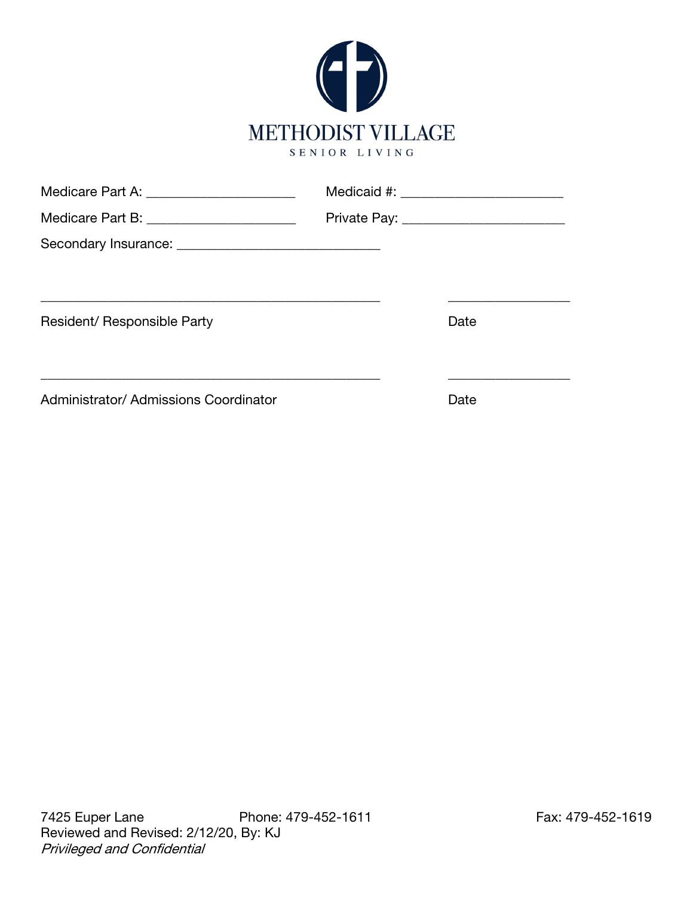# METHODIST VILLAGE

SENIOR LIVING

Medicare Part A: ____________________ Medicaid #: ______________________

Medicare Part B: ____________________ Private Pay: ______________________

Secondary Insurance: ____________________________

_______________________________________________ ________________

Resident/ Responsible Party Date

_______________________________________________ ________________

Administrator/ Admissions Coordinator Date

7425 Euper Lane Phone: 479-452-1611 Fax: 479-452-1619
Reviewed and Revised: 2/12/20, By: KJ
*Privileged and Confidential*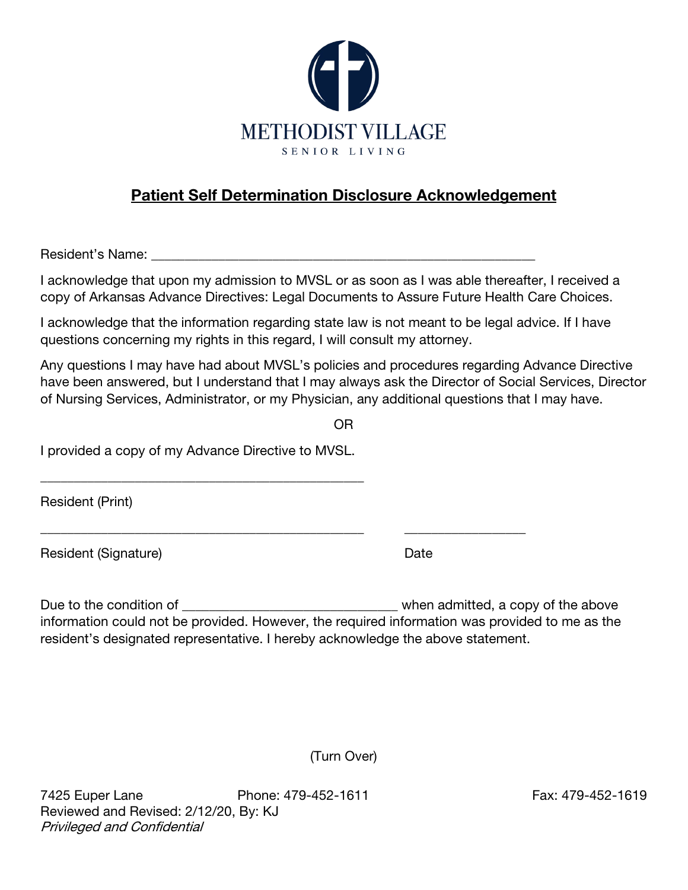METHODIST VILLAGE

SENIOR LIVING

## Patient Self Determination Disclosure Acknowledgement

Resident's Name: ___________________________________________________________

I acknowledge that upon my admission to MVSL or as soon as I was able thereafter, I received a copy of Arkansas Advance Directives: Legal Documents to Assure Future Health Care Choices.

I acknowledge that the information regarding state law is not meant to be legal advice. If I have questions concerning my rights in this regard, I will consult my attorney.

Any questions I may have had about MVSL's policies and procedures regarding Advance Directive have been answered, but I understand that I may always ask the Director of Social Services, Director of Nursing Services, Administrator, or my Physician, any additional questions that I may have.

OR

I provided a copy of my Advance Directive to MVSL.

_______________________________________________

Resident (Print)

_______________________________________________ _________________

Resident (Signature) Date

Due to the condition of ________________________________ when admitted, a copy of the above information could not be provided. However, the required information was provided to me as the resident's designated representative. I hereby acknowledge the above statement.

(Turn Over)

7425 Euper Lane Phone: 479-452-1611 Fax: 479-452-1619
Reviewed and Revised: 2/12/20, By: KJ
*Privileged and Confidential*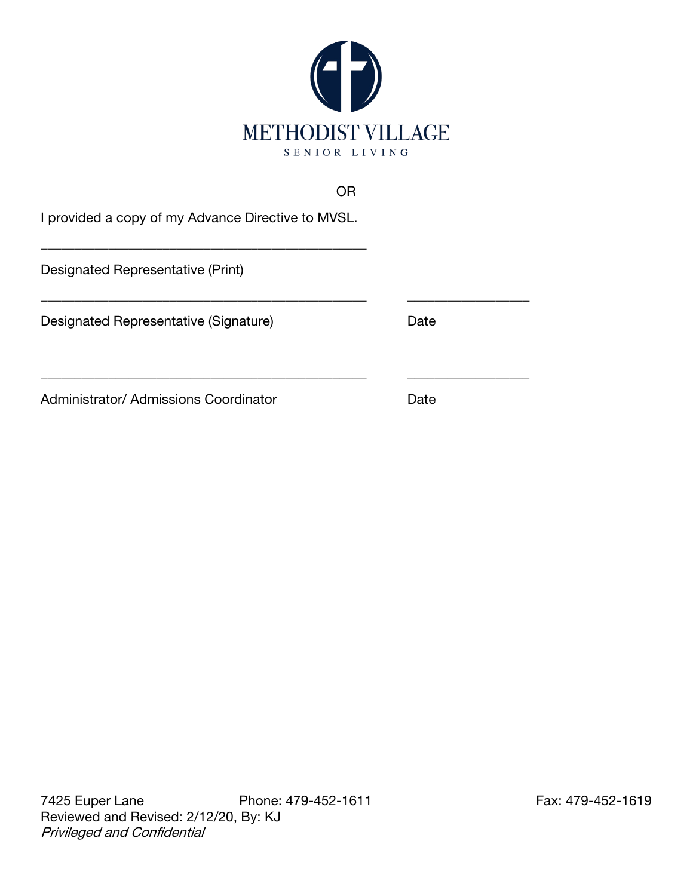OR

I provided a copy of my Advance Directive to MVSL.

______________________________________________

Designated Representative (Print)

______________________________________________ _________________

Designated Representative (Signature) Date

______________________________________________ _________________

Administrator/ Admissions Coordinator Date

7425 Euper Lane Phone: 479-452-1611 Fax: 479-452-1619
Reviewed and Revised: 2/12/20, By: KJ
*Privileged and Confidential*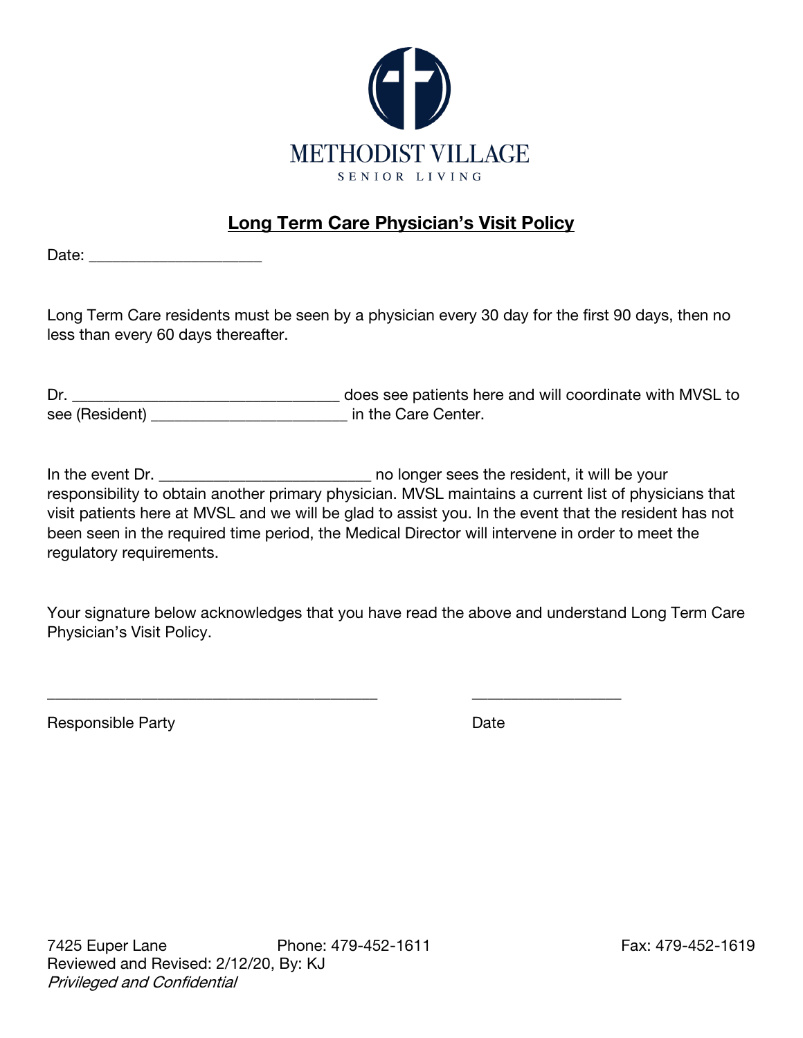METHODIST VILLAGE

SENIOR LIVING

## Long Term Care Physician's Visit Policy

Date: _____________________

Long Term Care residents must be seen by a physician every 30 day for the first 90 days, then no less than every 60 days thereafter.

Dr. _________________________________ does see patients here and will coordinate with MVSL to see (Resident) ________________________ in the Care Center.

In the event Dr. __________________________ no longer sees the resident, it will be your responsibility to obtain another primary physician. MVSL maintains a current list of physicians that visit patients here at MVSL and we will be glad to assist you. In the event that the resident has not been seen in the required time period, the Medical Director will intervene in order to meet the regulatory requirements.

Your signature below acknowledges that you have read the above and understand Long Term Care Physician's Visit Policy.

_________________________________________ __________________

Responsible Party Date

7425 Euper Lane Phone: 479-452-1611 Fax: 479-452-1619

Reviewed and Revised: 2/12/20, By: KJ

*Privileged and Confidential*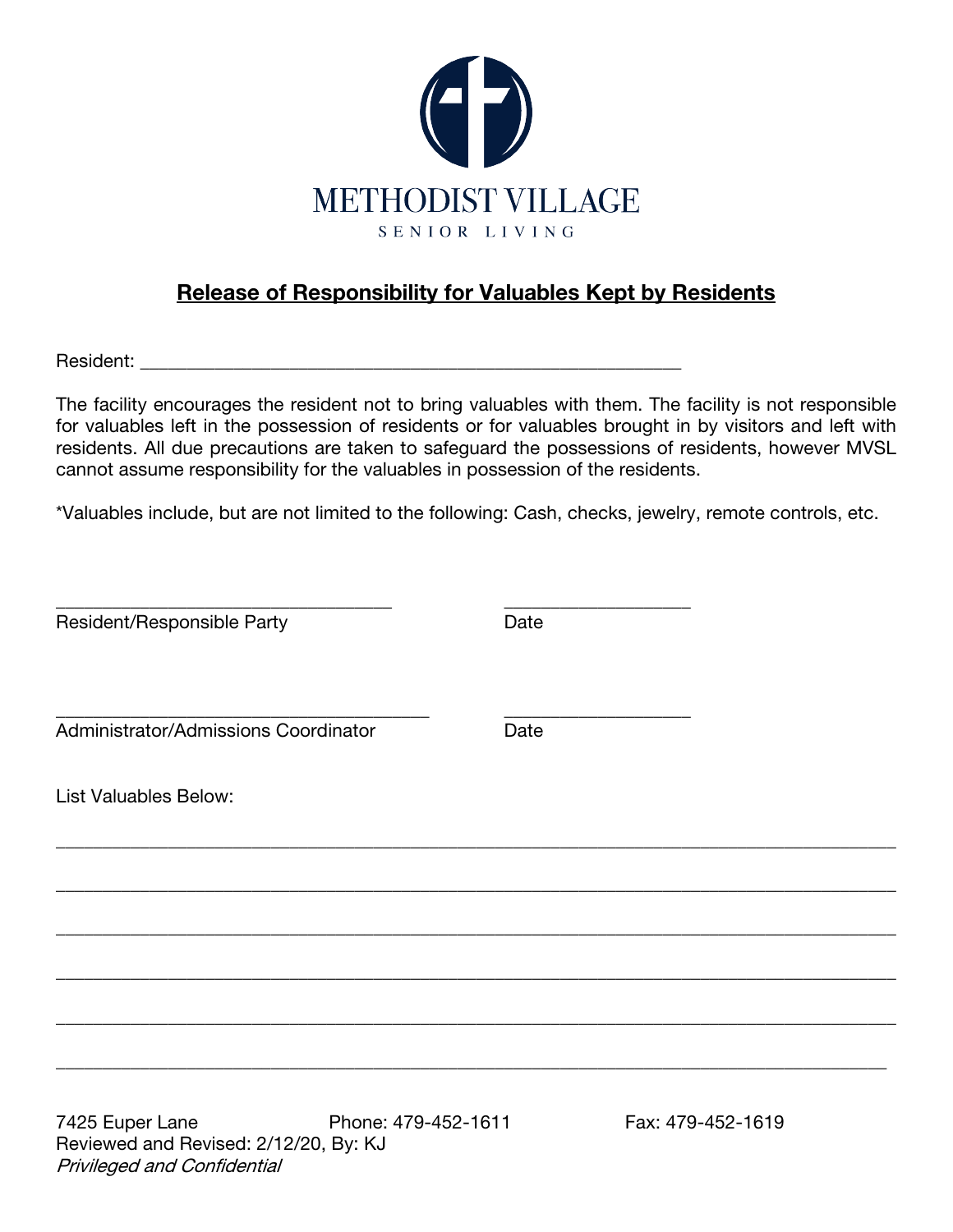METHODIST VILLAGE

SENIOR LIVING

## Release of Responsibility for Valuables Kept by Residents

Resident: ___________________________________________________________

The facility encourages the resident not to bring valuables with them. The facility is not responsible for valuables left in the possession of residents or for valuables brought in by visitors and left with residents. All due precautions are taken to safeguard the possessions of residents, however MVSL cannot assume responsibility for the valuables in possession of the residents.

*Valuables include, but are not limited to the following: Cash, checks, jewelry, remote controls, etc.

___________________________________ ___________________

Resident/Responsible Party Date

_______________________________________ ___________________

Administrator/Admissions Coordinator Date

List Valuables Below:

_____________________________________________________________________________________

_____________________________________________________________________________________

_____________________________________________________________________________________

_____________________________________________________________________________________

_____________________________________________________________________________________

_____________________________________________________________________________________

7425 Euper Lane Phone: 479-452-1611 Fax: 479-452-1619

Reviewed and Revised: 2/12/20, By: KJ

*Privileged and Confidential*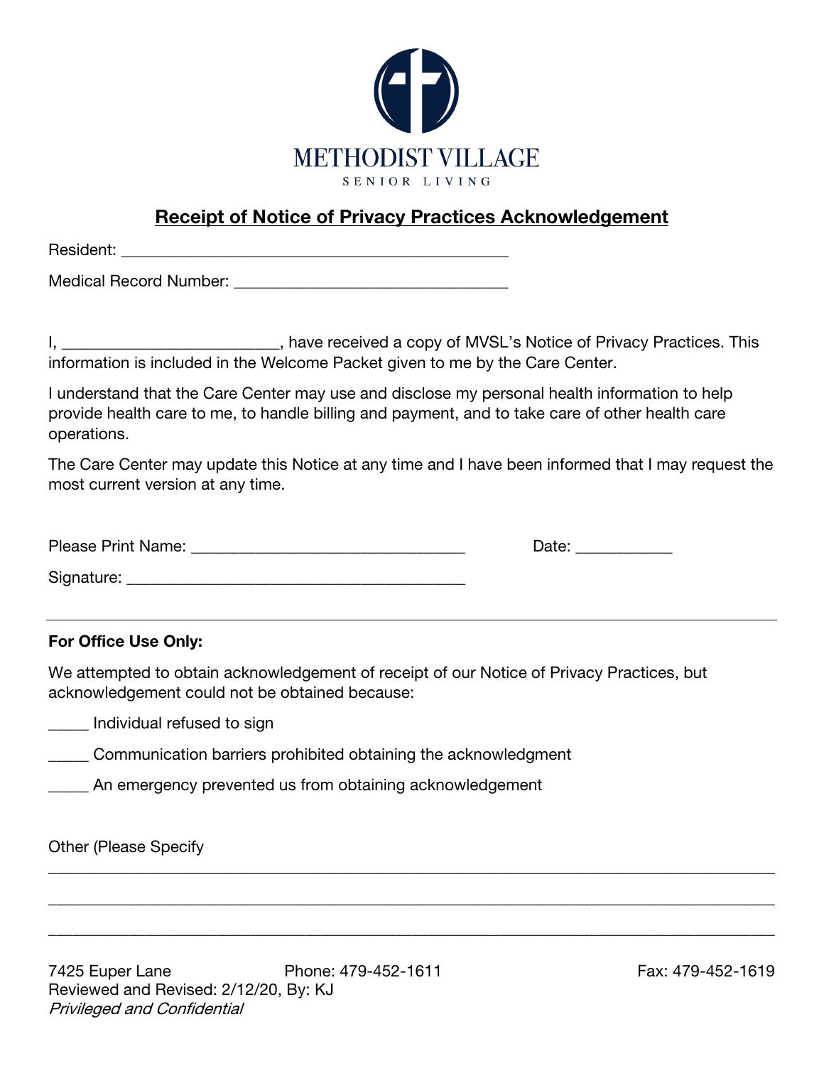METHODIST VILLAGE

SENIOR LIVING

## Receipt of Notice of Privacy Practices Acknowledgement

Resident: _______________________________________________

Medical Record Number: _________________________________

I, __________________________, have received a copy of MVSL's Notice of Privacy Practices. This information is included in the Welcome Packet given to me by the Care Center.

I understand that the Care Center may use and disclose my personal health information to help provide health care to me, to handle billing and payment, and to take care of other health care operations.

The Care Center may update this Notice at any time and I have been informed that I may request the most current version at any time.

Please Print Name: _________________________________ Date: ___________

Signature: _________________________________________

---

**For Office Use Only:**

We attempted to obtain acknowledgement of receipt of our Notice of Privacy Practices, but acknowledgement could not be obtained because:

_____ Individual refused to sign

_____ Communication barriers prohibited obtaining the acknowledgment

_____ An emergency prevented us from obtaining acknowledgement

Other (Please Specify

_____________________________________________________________________________

_____________________________________________________________________________

_____________________________________________________________________________

7425 Euper Lane Phone: 479-452-1611 Fax: 479-452-1619
Reviewed and Revised: 2/12/20, By: KJ
*Privileged and Confidential*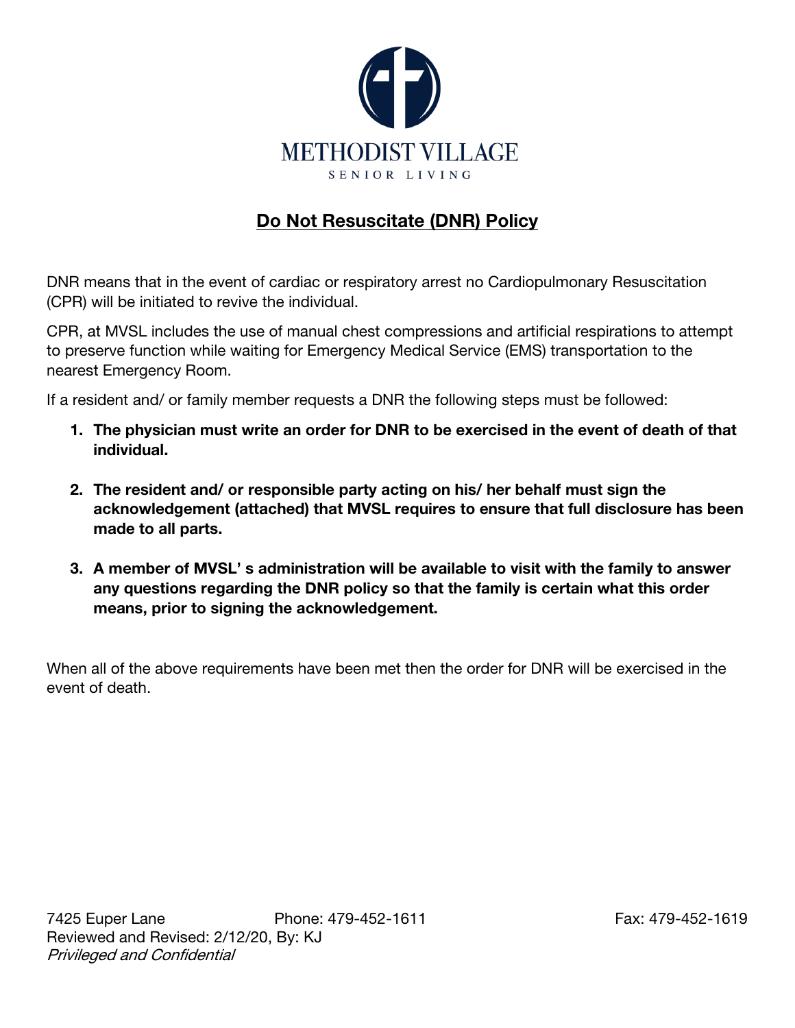METHODIST VILLAGE

SENIOR LIVING

## Do Not Resuscitate (DNR) Policy

DNR means that in the event of cardiac or respiratory arrest no Cardiopulmonary Resuscitation (CPR) will be initiated to revive the individual.

CPR, at MVSL includes the use of manual chest compressions and artificial respirations to attempt to preserve function while waiting for Emergency Medical Service (EMS) transportation to the nearest Emergency Room.

If a resident and/ or family member requests a DNR the following steps must be followed:

1. **The physician must write an order for DNR to be exercised in the event of death of that individual.**

2. **The resident and/ or responsible party acting on his/ her behalf must sign the acknowledgement (attached) that MVSL requires to ensure that full disclosure has been made to all parts.**

3. **A member of MVSL' s administration will be available to visit with the family to answer any questions regarding the DNR policy so that the family is certain what this order means, prior to signing the acknowledgement.**

When all of the above requirements have been met then the order for DNR will be exercised in the event of death.

7425 Euper Lane Phone: 479-452-1611 Fax: 479-452-1619
Reviewed and Revised: 2/12/20, By: KJ
*Privileged and Confidential*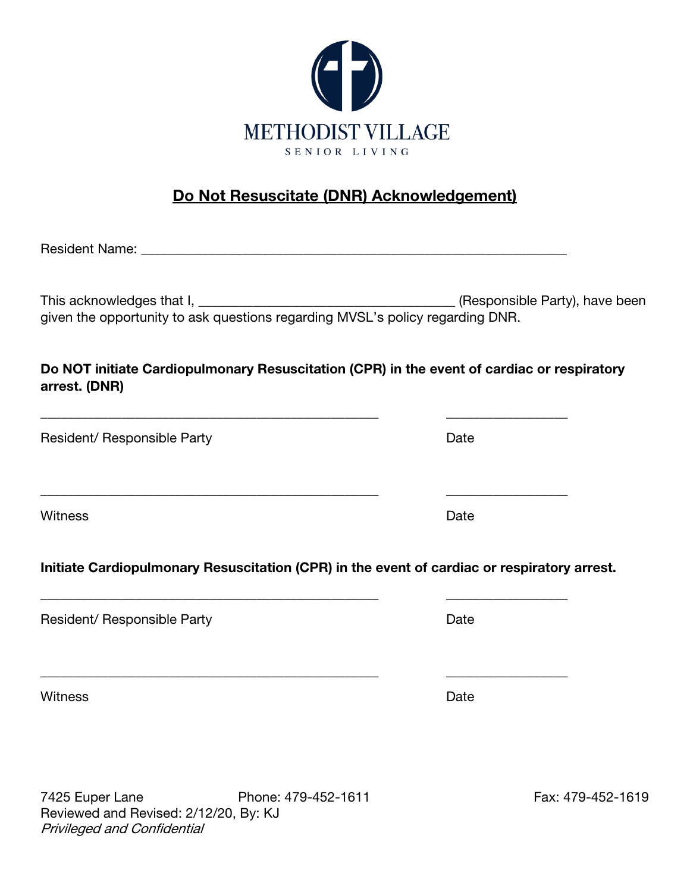METHODIST VILLAGE

SENIOR LIVING

## Do Not Resuscitate (DNR) Acknowledgement)

Resident Name: ___________________________________________________________

This acknowledges that I, ___________________________________ (Responsible Party), have been given the opportunity to ask questions regarding MVSL's policy regarding DNR.

**Do NOT initiate Cardiopulmonary Resuscitation (CPR) in the event of cardiac or respiratory arrest. (DNR)**

_______________________________________________ _________________

Resident/ Responsible Party Date

_______________________________________________ _________________

Witness Date

**Initiate Cardiopulmonary Resuscitation (CPR) in the event of cardiac or respiratory arrest.**

_______________________________________________ _________________

Resident/ Responsible Party Date

_______________________________________________ _________________

Witness Date

7425 Euper Lane Phone: 479-452-1611 Fax: 479-452-1619
Reviewed and Revised: 2/12/20, By: KJ
*Privileged and Confidential*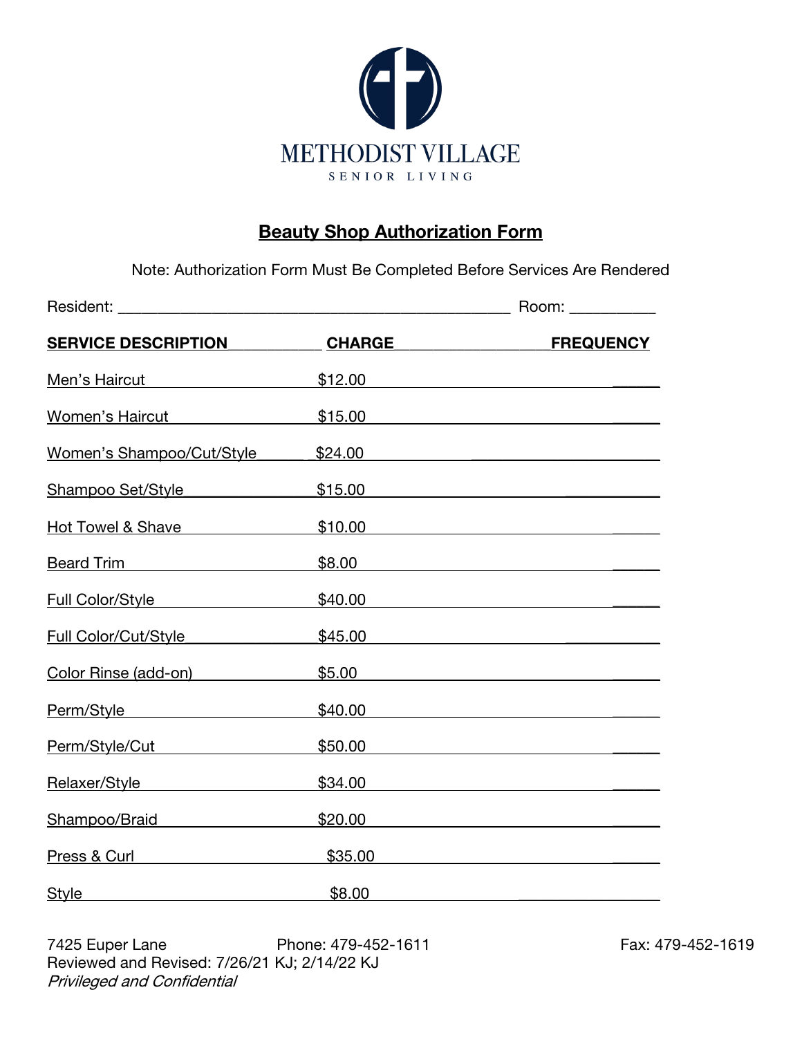METHODIST VILLAGE

SENIOR LIVING

## Beauty Shop Authorization Form

Note: Authorization Form Must Be Completed Before Services Are Rendered

Resident: ______________________________________________ Room: __________

| SERVICE DESCRIPTION | CHARGE | FREQUENCY |
|---|---|---|
| Men's Haircut | $12.00 | ______ |
| Women's Haircut | $15.00 | ______ |
| Women's Shampoo/Cut/Style | $24.00 | ______ |
| Shampoo Set/Style | $15.00 | ______ |
| Hot Towel & Shave | $10.00 | ______ |
| Beard Trim | $8.00 | ______ |
| Full Color/Style | $40.00 | ______ |
| Full Color/Cut/Style | $45.00 | ______ |
| Color Rinse (add-on) | $5.00 | ______ |
| Perm/Style | $40.00 | ______ |
| Perm/Style/Cut | $50.00 | ______ |
| Relaxer/Style | $34.00 | ______ |
| Shampoo/Braid | $20.00 | ______ |
| Press & Curl | $35.00 | ______ |
| Style | $8.00 | ______ |

7425 Euper Lane Phone: 479-452-1611 Fax: 479-452-1619
Reviewed and Revised: 7/26/21 KJ; 2/14/22 KJ
*Privileged and Confidential*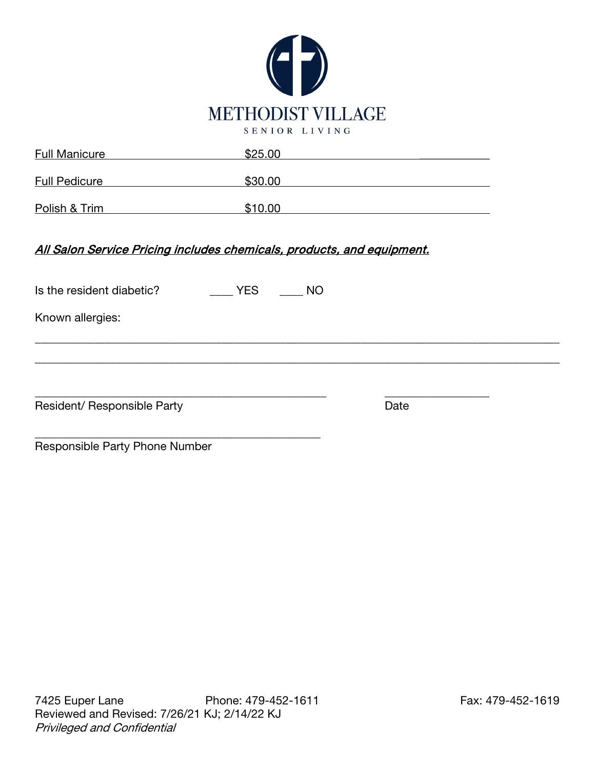METHODIST VILLAGE

SENIOR LIVING

| Service | Price |
| --- | --- |
| Full Manicure | $25.00 |
| Full Pedicure | $30.00 |
| Polish & Trim | $10.00 |

***All Salon Service Pricing includes chemicals, products, and equipment.***

Is the resident diabetic? ____ YES ____ NO

Known allergies:

______________________________________________________________________________

______________________________________________________________________________

_______________________________________________ _________________

Resident/ Responsible Party Date

_______________________________________________

Responsible Party Phone Number

7425 Euper Lane Phone: 479-452-1611 Fax: 479-452-1619

Reviewed and Revised: 7/26/21 KJ; 2/14/22 KJ

*Privileged and Confidential*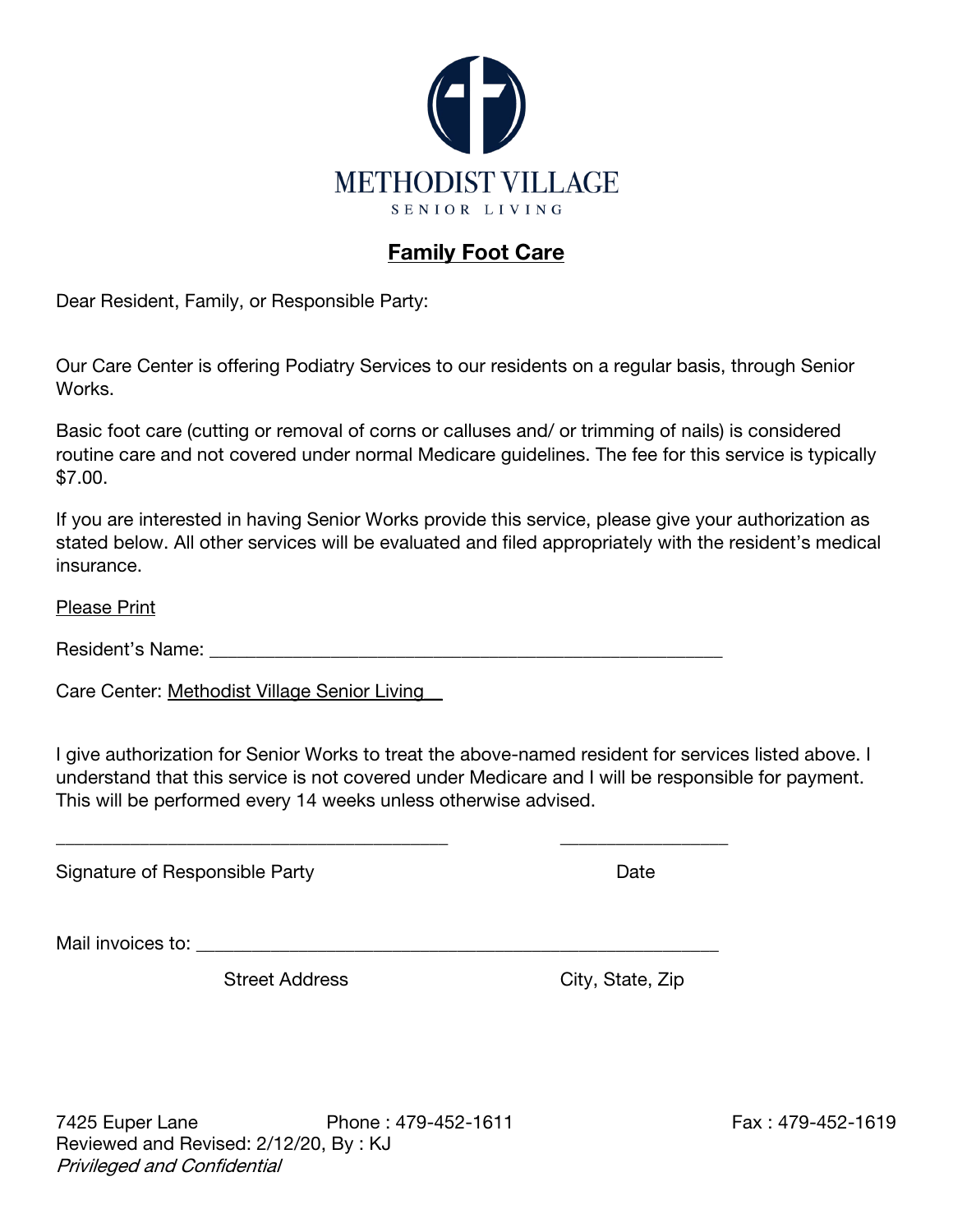METHODIST VILLAGE

SENIOR LIVING

## Family Foot Care

Dear Resident, Family, or Responsible Party:

Our Care Center is offering Podiatry Services to our residents on a regular basis, through Senior Works.

Basic foot care (cutting or removal of corns or calluses and/ or trimming of nails) is considered routine care and not covered under normal Medicare guidelines. The fee for this service is typically $7.00.

If you are interested in having Senior Works provide this service, please give your authorization as stated below. All other services will be evaluated and filed appropriately with the resident's medical insurance.

Please Print

Resident's Name: ______________________________________________________

Care Center: Methodist Village Senior Living

I give authorization for Senior Works to treat the above-named resident for services listed above. I understand that this service is not covered under Medicare and I will be responsible for payment. This will be performed every 14 weeks unless otherwise advised.

_________________________________________ _________________

Signature of Responsible Party Date

Mail invoices to: _______________________________________________________

Street Address City, State, Zip

7425 Euper Lane Phone : 479-452-1611 Fax : 479-452-1619
Reviewed and Revised: 2/12/20, By : KJ
*Privileged and Confidential*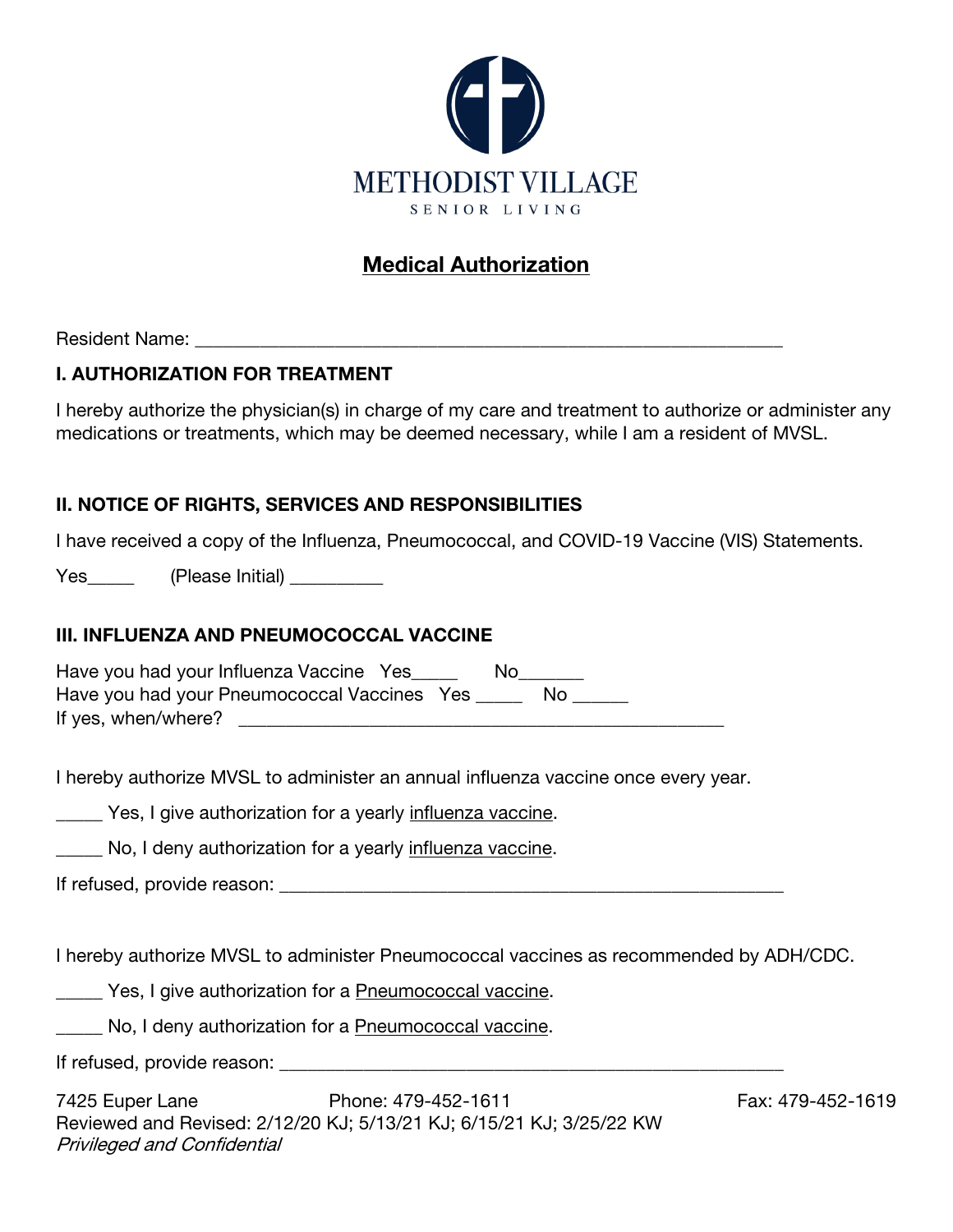METHODIST VILLAGE

SENIOR LIVING

# Medical Authorization

Resident Name: ___________________________________________________________

## I. AUTHORIZATION FOR TREATMENT

I hereby authorize the physician(s) in charge of my care and treatment to authorize or administer any medications or treatments, which may be deemed necessary, while I am a resident of MVSL.

## II. NOTICE OF RIGHTS, SERVICES AND RESPONSIBILITIES

I have received a copy of the Influenza, Pneumococcal, and COVID-19 Vaccine (VIS) Statements.

Yes_____ (Please Initial) _________

## III. INFLUENZA AND PNEUMOCOCCAL VACCINE

Have you had your Influenza Vaccine Yes_____ No_______
Have you had your Pneumococcal Vaccines Yes _____ No ______
If yes, when/where? ______________________________________________

I hereby authorize MVSL to administer an annual influenza vaccine once every year.

_____ Yes, I give authorization for a yearly influenza vaccine.

_____ No, I deny authorization for a yearly influenza vaccine.

If refused, provide reason: _______________________________________________

I hereby authorize MVSL to administer Pneumococcal vaccines as recommended by ADH/CDC.

_____ Yes, I give authorization for a Pneumococcal vaccine.

_____ No, I deny authorization for a Pneumococcal vaccine.

If refused, provide reason: _______________________________________________

7425 Euper Lane Phone: 479-452-1611 Fax: 479-452-1619
Reviewed and Revised: 2/12/20 KJ; 5/13/21 KJ; 6/15/21 KJ; 3/25/22 KW
*Privileged and Confidential*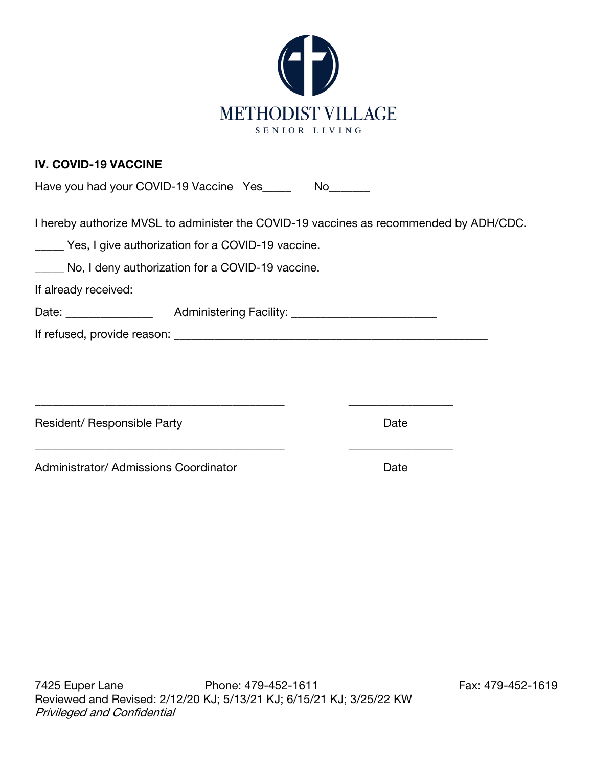METHODIST VILLAGE

SENIOR LIVING

**IV. COVID-19 VACCINE**

Have you had your COVID-19 Vaccine   Yes_____   No_______

I hereby authorize MVSL to administer the COVID-19 vaccines as recommended by ADH/CDC.

_____ Yes, I give authorization for a COVID-19 vaccine.

_____ No, I deny authorization for a COVID-19 vaccine.

If already received:

Date: _______________   Administering Facility: ________________________

If refused, provide reason: ____________________________________________________

___________________________________________   __________________

Resident/ Responsible Party   Date

___________________________________________   __________________

Administrator/ Admissions Coordinator   Date

7425 Euper Lane   Phone: 479-452-1611   Fax: 479-452-1619

Reviewed and Revised: 2/12/20 KJ; 5/13/21 KJ; 6/15/21 KJ; 3/25/22 KW

*Privileged and Confidential*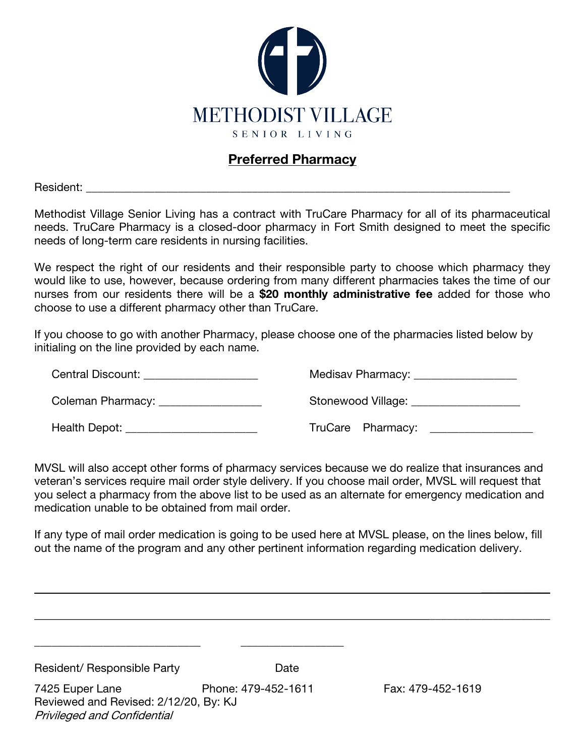METHODIST VILLAGE

SENIOR LIVING

## Preferred Pharmacy

Resident: ___________________________________________________________________________

Methodist Village Senior Living has a contract with TruCare Pharmacy for all of its pharmaceutical needs. TruCare Pharmacy is a closed-door pharmacy in Fort Smith designed to meet the specific needs of long-term care residents in nursing facilities.

We respect the right of our residents and their responsible party to choose which pharmacy they would like to use, however, because ordering from many different pharmacies takes the time of our nurses from our residents there will be a **$20 monthly administrative fee** added for those who choose to use a different pharmacy other than TruCare.

If you choose to go with another Pharmacy, please choose one of the pharmacies listed below by initialing on the line provided by each name.

Central Discount: ___________________ Medisav Pharmacy: _________________

Coleman Pharmacy: _________________ Stonewood Village: __________________

Health Depot: ______________________ TruCare Pharmacy: _________________

MVSL will also accept other forms of pharmacy services because we do realize that insurances and veteran's services require mail order style delivery. If you choose mail order, MVSL will request that you select a pharmacy from the above list to be used as an alternate for emergency medication and medication unable to be obtained from mail order.

If any type of mail order medication is going to be used here at MVSL please, on the lines below, fill out the name of the program and any other pertinent information regarding medication delivery.

_____________________________________________________________________________________

_____________________________________________________________________________________

____________________________ _________________

Resident/ Responsible Party Date

7425 Euper Lane Phone: 479-452-1611 Fax: 479-452-1619

Reviewed and Revised: 2/12/20, By: KJ

*Privileged and Confidential*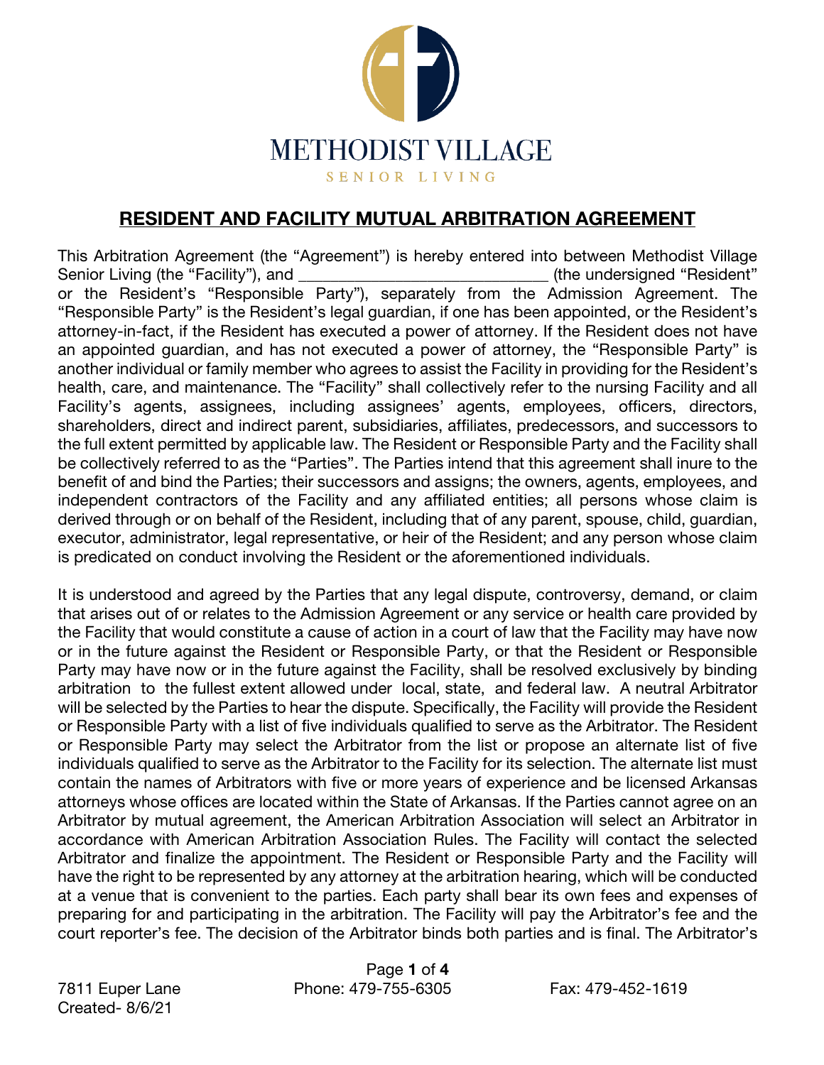METHODIST VILLAGE

SENIOR LIVING

## RESIDENT AND FACILITY MUTUAL ARBITRATION AGREEMENT

This Arbitration Agreement (the "Agreement") is hereby entered into between Methodist Village Senior Living (the "Facility"), and ______________________________ (the undersigned "Resident" or the Resident's "Responsible Party"), separately from the Admission Agreement. The "Responsible Party" is the Resident's legal guardian, if one has been appointed, or the Resident's attorney-in-fact, if the Resident has executed a power of attorney. If the Resident does not have an appointed guardian, and has not executed a power of attorney, the "Responsible Party" is another individual or family member who agrees to assist the Facility in providing for the Resident's health, care, and maintenance. The "Facility" shall collectively refer to the nursing Facility and all Facility's agents, assignees, including assignees' agents, employees, officers, directors, shareholders, direct and indirect parent, subsidiaries, affiliates, predecessors, and successors to the full extent permitted by applicable law. The Resident or Responsible Party and the Facility shall be collectively referred to as the "Parties". The Parties intend that this agreement shall inure to the benefit of and bind the Parties; their successors and assigns; the owners, agents, employees, and independent contractors of the Facility and any affiliated entities; all persons whose claim is derived through or on behalf of the Resident, including that of any parent, spouse, child, guardian, executor, administrator, legal representative, or heir of the Resident; and any person whose claim is predicated on conduct involving the Resident or the aforementioned individuals.

It is understood and agreed by the Parties that any legal dispute, controversy, demand, or claim that arises out of or relates to the Admission Agreement or any service or health care provided by the Facility that would constitute a cause of action in a court of law that the Facility may have now or in the future against the Resident or Responsible Party, or that the Resident or Responsible Party may have now or in the future against the Facility, shall be resolved exclusively by binding arbitration to the fullest extent allowed under local, state, and federal law. A neutral Arbitrator will be selected by the Parties to hear the dispute. Specifically, the Facility will provide the Resident or Responsible Party with a list of five individuals qualified to serve as the Arbitrator. The Resident or Responsible Party may select the Arbitrator from the list or propose an alternate list of five individuals qualified to serve as the Arbitrator to the Facility for its selection. The alternate list must contain the names of Arbitrators with five or more years of experience and be licensed Arkansas attorneys whose offices are located within the State of Arkansas. If the Parties cannot agree on an Arbitrator by mutual agreement, the American Arbitration Association will select an Arbitrator in accordance with American Arbitration Association Rules. The Facility will contact the selected Arbitrator and finalize the appointment. The Resident or Responsible Party and the Facility will have the right to be represented by any attorney at the arbitration hearing, which will be conducted at a venue that is convenient to the parties. Each party shall bear its own fees and expenses of preparing for and participating in the arbitration. The Facility will pay the Arbitrator's fee and the court reporter's fee. The decision of the Arbitrator binds both parties and is final. The Arbitrator's

7811 Euper Lane | Phone: 479-755-6305 | Fax: 479-452-1619
Created- 8/6/21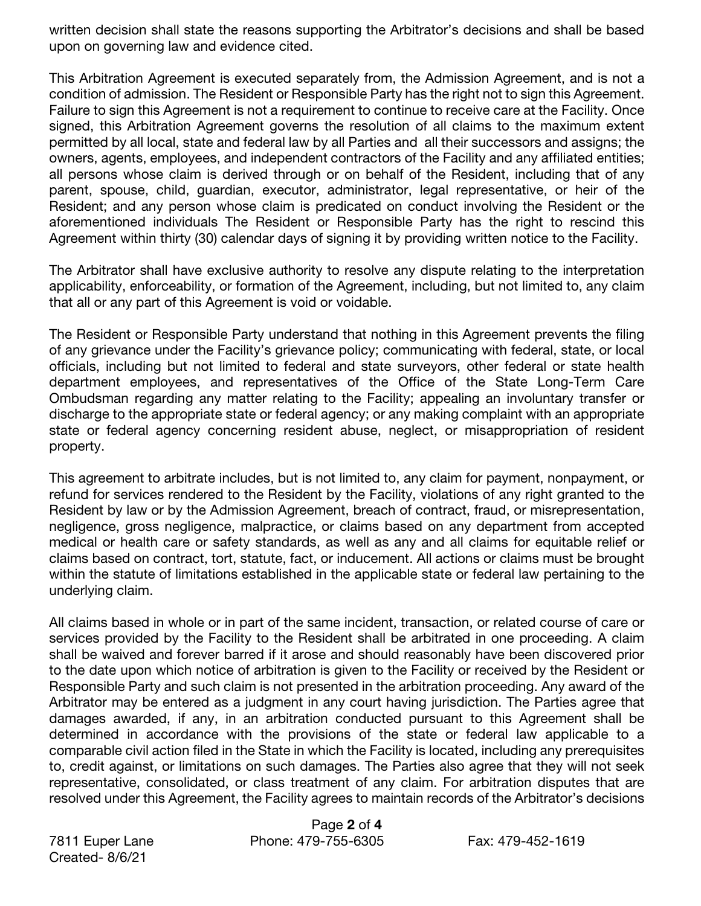written decision shall state the reasons supporting the Arbitrator's decisions and shall be based upon on governing law and evidence cited.

This Arbitration Agreement is executed separately from, the Admission Agreement, and is not a condition of admission. The Resident or Responsible Party has the right not to sign this Agreement. Failure to sign this Agreement is not a requirement to continue to receive care at the Facility. Once signed, this Arbitration Agreement governs the resolution of all claims to the maximum extent permitted by all local, state and federal law by all Parties and all their successors and assigns; the owners, agents, employees, and independent contractors of the Facility and any affiliated entities; all persons whose claim is derived through or on behalf of the Resident, including that of any parent, spouse, child, guardian, executor, administrator, legal representative, or heir of the Resident; and any person whose claim is predicated on conduct involving the Resident or the aforementioned individuals The Resident or Responsible Party has the right to rescind this Agreement within thirty (30) calendar days of signing it by providing written notice to the Facility.

The Arbitrator shall have exclusive authority to resolve any dispute relating to the interpretation applicability, enforceability, or formation of the Agreement, including, but not limited to, any claim that all or any part of this Agreement is void or voidable.

The Resident or Responsible Party understand that nothing in this Agreement prevents the filing of any grievance under the Facility's grievance policy; communicating with federal, state, or local officials, including but not limited to federal and state surveyors, other federal or state health department employees, and representatives of the Office of the State Long-Term Care Ombudsman regarding any matter relating to the Facility; appealing an involuntary transfer or discharge to the appropriate state or federal agency; or any making complaint with an appropriate state or federal agency concerning resident abuse, neglect, or misappropriation of resident property.

This agreement to arbitrate includes, but is not limited to, any claim for payment, nonpayment, or refund for services rendered to the Resident by the Facility, violations of any right granted to the Resident by law or by the Admission Agreement, breach of contract, fraud, or misrepresentation, negligence, gross negligence, malpractice, or claims based on any department from accepted medical or health care or safety standards, as well as any and all claims for equitable relief or claims based on contract, tort, statute, fact, or inducement. All actions or claims must be brought within the statute of limitations established in the applicable state or federal law pertaining to the underlying claim.

All claims based in whole or in part of the same incident, transaction, or related course of care or services provided by the Facility to the Resident shall be arbitrated in one proceeding. A claim shall be waived and forever barred if it arose and should reasonably have been discovered prior to the date upon which notice of arbitration is given to the Facility or received by the Resident or Responsible Party and such claim is not presented in the arbitration proceeding. Any award of the Arbitrator may be entered as a judgment in any court having jurisdiction. The Parties agree that damages awarded, if any, in an arbitration conducted pursuant to this Agreement shall be determined in accordance with the provisions of the state or federal law applicable to a comparable civil action filed in the State in which the Facility is located, including any prerequisites to, credit against, or limitations on such damages. The Parties also agree that they will not seek representative, consolidated, or class treatment of any claim. For arbitration disputes that are resolved under this Agreement, the Facility agrees to maintain records of the Arbitrator's decisions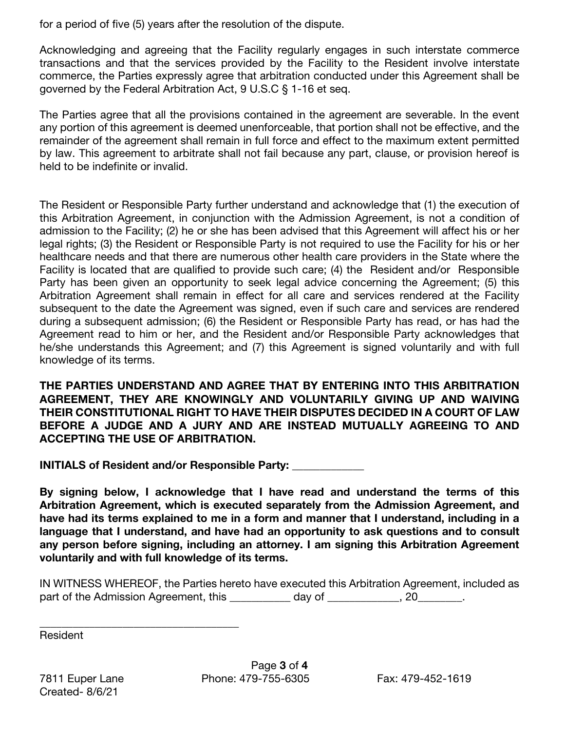for a period of five (5) years after the resolution of the dispute.

Acknowledging and agreeing that the Facility regularly engages in such interstate commerce transactions and that the services provided by the Facility to the Resident involve interstate commerce, the Parties expressly agree that arbitration conducted under this Agreement shall be governed by the Federal Arbitration Act, 9 U.S.C § 1-16 et seq.

The Parties agree that all the provisions contained in the agreement are severable. In the event any portion of this agreement is deemed unenforceable, that portion shall not be effective, and the remainder of the agreement shall remain in full force and effect to the maximum extent permitted by law. This agreement to arbitrate shall not fail because any part, clause, or provision hereof is held to be indefinite or invalid.

The Resident or Responsible Party further understand and acknowledge that (1) the execution of this Arbitration Agreement, in conjunction with the Admission Agreement, is not a condition of admission to the Facility; (2) he or she has been advised that this Agreement will affect his or her legal rights; (3) the Resident or Responsible Party is not required to use the Facility for his or her healthcare needs and that there are numerous other health care providers in the State where the Facility is located that are qualified to provide such care; (4) the Resident and/or Responsible Party has been given an opportunity to seek legal advice concerning the Agreement; (5) this Arbitration Agreement shall remain in effect for all care and services rendered at the Facility subsequent to the date the Agreement was signed, even if such care and services are rendered during a subsequent admission; (6) the Resident or Responsible Party has read, or has had the Agreement read to him or her, and the Resident and/or Responsible Party acknowledges that he/she understands this Agreement; and (7) this Agreement is signed voluntarily and with full knowledge of its terms.

**THE PARTIES UNDERSTAND AND AGREE THAT BY ENTERING INTO THIS ARBITRATION AGREEMENT, THEY ARE KNOWINGLY AND VOLUNTARILY GIVING UP AND WAIVING THEIR CONSTITUTIONAL RIGHT TO HAVE THEIR DISPUTES DECIDED IN A COURT OF LAW BEFORE A JUDGE AND A JURY AND ARE INSTEAD MUTUALLY AGREEING TO AND ACCEPTING THE USE OF ARBITRATION.**

**INITIALS of Resident and/or Responsible Party: ____________**

**By signing below, I acknowledge that I have read and understand the terms of this Arbitration Agreement, which is executed separately from the Admission Agreement, and have had its terms explained to me in a form and manner that I understand, including in a language that I understand, and have had an opportunity to ask questions and to consult any person before signing, including an attorney. I am signing this Arbitration Agreement voluntarily and with full knowledge of its terms.**

IN WITNESS WHEREOF, the Parties hereto have executed this Arbitration Agreement, included as part of the Admission Agreement, this __________ day of ____________, 20_______.

___________________________________

Resident

7811 Euper Lane Phone: 479-755-6305 Fax: 479-452-1619

Created- 8/6/21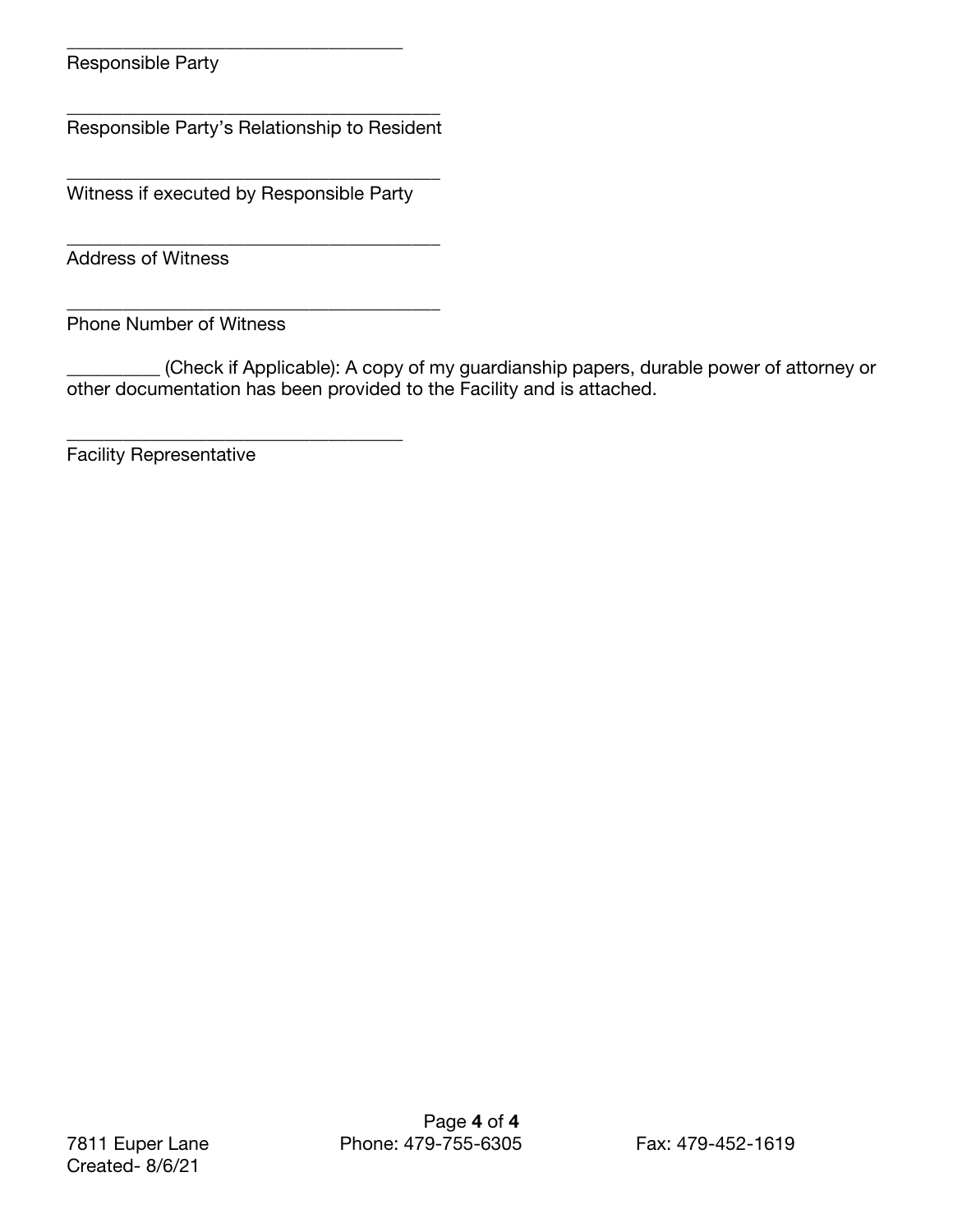___________________________________
Responsible Party

_______________________________________
Responsible Party's Relationship to Resident

_______________________________________
Witness if executed by Responsible Party

_______________________________________
Address of Witness

_______________________________________
Phone Number of Witness

_________ (Check if Applicable): A copy of my guardianship papers, durable power of attorney or other documentation has been provided to the Facility and is attached.

___________________________________
Facility Representative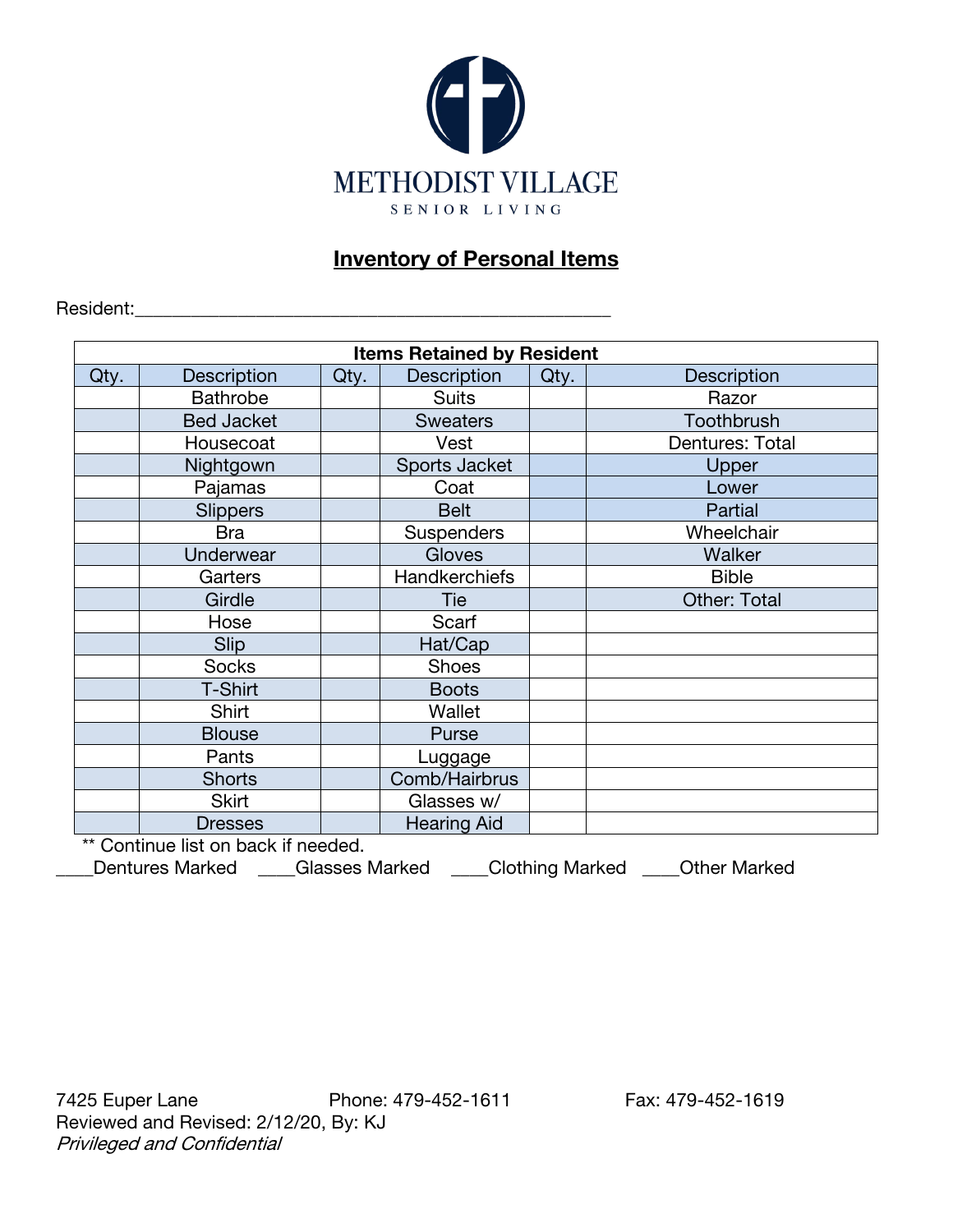METHODIST VILLAGE

SENIOR LIVING

## Inventory of Personal Items

Resident:___________________________________________________

| Items Retained by Resident | | | | | |
|---|---|---|---|---|---|
| Qty. | Description | Qty. | Description | Qty. | Description |
| | Bathrobe | | Suits | | Razor |
| | Bed Jacket | | Sweaters | | Toothbrush |
| | Housecoat | | Vest | | Dentures: Total |
| | Nightgown | | Sports Jacket | | Upper |
| | Pajamas | | Coat | | Lower |
| | Slippers | | Belt | | Partial |
| | Bra | | Suspenders | | Wheelchair |
| | Underwear | | Gloves | | Walker |
| | Garters | | Handkerchiefs | | Bible |
| | Girdle | | Tie | | Other: Total |
| | Hose | | Scarf | | |
| | Slip | | Hat/Cap | | |
| | Socks | | Shoes | | |
| | T-Shirt | | Boots | | |
| | Shirt | | Wallet | | |
| | Blouse | | Purse | | |
| | Pants | | Luggage | | |
| | Shorts | | Comb/Hairbrus | | |
| | Skirt | | Glasses w/ | | |
| | Dresses | | Hearing Aid | | |

** Continue list on back if needed.

____Dentures Marked ____Glasses Marked ____Clothing Marked ____Other Marked

7425 Euper Lane Phone: 479-452-1611 Fax: 479-452-1619

Reviewed and Revised: 2/12/20, By: KJ

*Privileged and Confidential*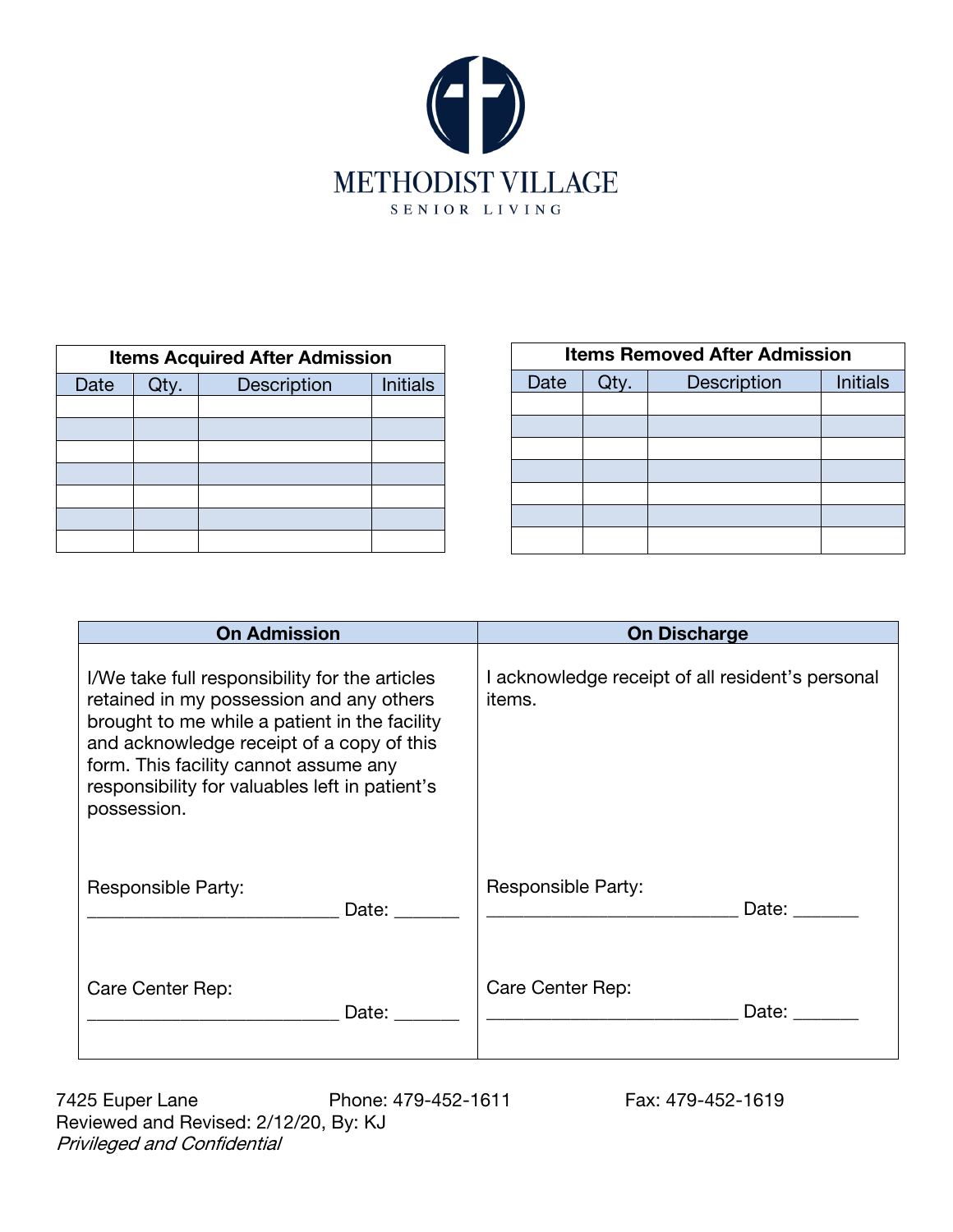# METHODIST VILLAGE

SENIOR LIVING

| Items Acquired After Admission | | | |
|---|---|---|---|
| Date | Qty. | Description | Initials |
| | | | |
| | | | |
| | | | |
| | | | |
| | | | |
| | | | |
| | | | |

| Items Removed After Admission | | | |
|---|---|---|---|
| Date | Qty. | Description | Initials |
| | | | |
| | | | |
| | | | |
| | | | |
| | | | |
| | | | |
| | | | |

| On Admission | On Discharge |
|---|---|
| I/We take full responsibility for the articles retained in my possession and any others brought to me while a patient in the facility and acknowledge receipt of a copy of this form. This facility cannot assume any responsibility for valuables left in patient's possession. | I acknowledge receipt of all resident's personal items. |
| Responsible Party: ___________________________ Date: _______ | Responsible Party: ___________________________ Date: _______ |
| Care Center Rep: ___________________________ Date: _______ | Care Center Rep: ___________________________ Date: _______ |

7425 Euper Lane Phone: 479-452-1611 Fax: 479-452-1619
Reviewed and Revised: 2/12/20, By: KJ
*Privileged and Confidential*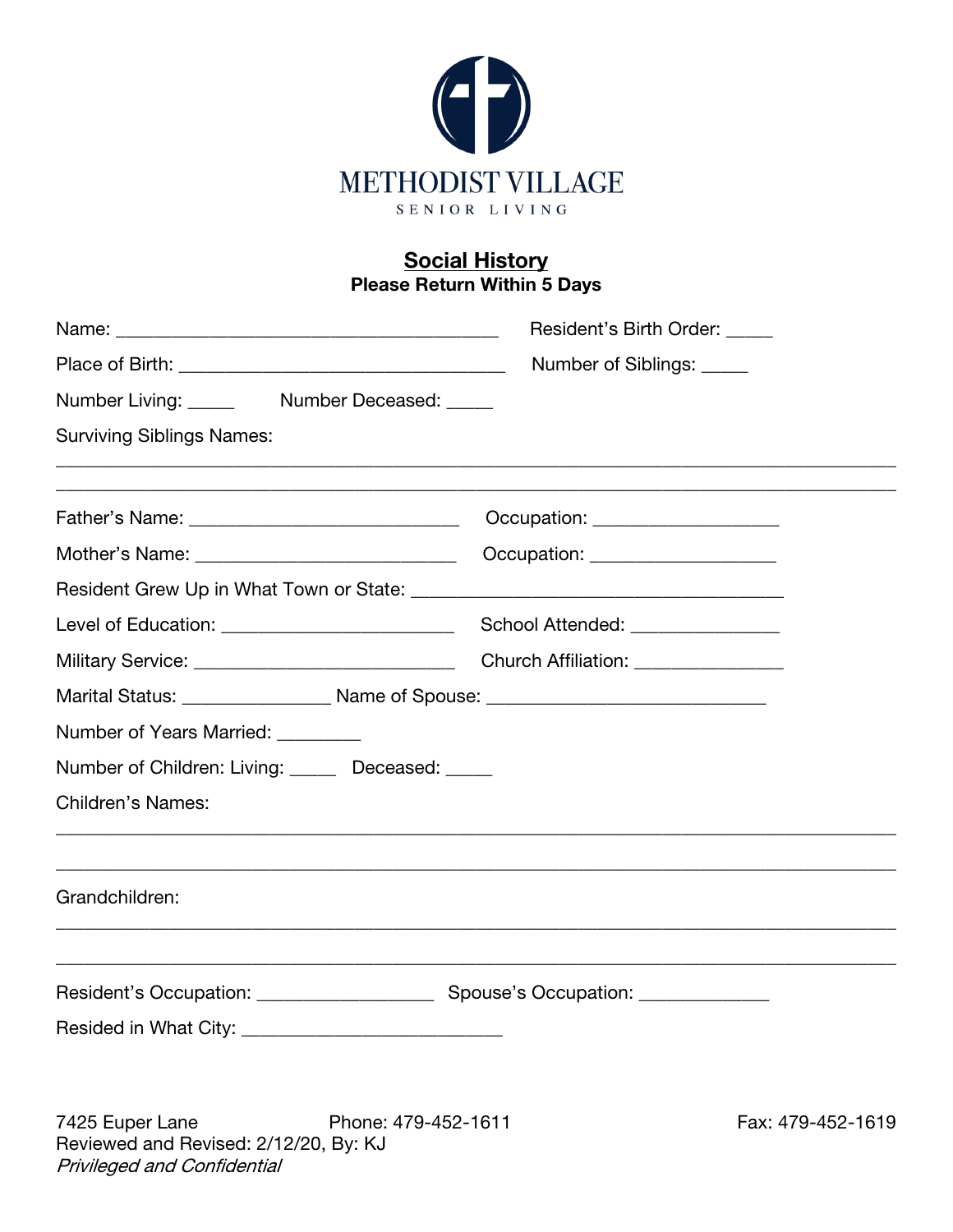METHODIST VILLAGE

SENIOR LIVING

## **Social History**

**Please Return Within 5 Days**

Name: ________________________________________ Resident's Birth Order: _____

Place of Birth: __________________________________ Number of Siblings: _____

Number Living: _____ Number Deceased: _____

Surviving Siblings Names:

_______________________________________________________________________________________

_______________________________________________________________________________________

Father's Name: ___________________________ Occupation: ___________________

Mother's Name: ___________________________ Occupation: ___________________

Resident Grew Up in What Town or State: _______________________________________

Level of Education: ________________________ School Attended: _______________

Military Service: ___________________________ Church Affiliation: _______________

Marital Status: _______________ Name of Spouse: ____________________________

Number of Years Married: _________

Number of Children: Living: _____ Deceased: _____

Children's Names:

_______________________________________________________________________________________

_______________________________________________________________________________________

Grandchildren:

_______________________________________________________________________________________

_______________________________________________________________________________________

Resident's Occupation: __________________ Spouse's Occupation: _____________

Resided in What City: ___________________________

7425 Euper Lane Phone: 479-452-1611 Fax: 479-452-1619

Reviewed and Revised: 2/12/20, By: KJ

*Privileged and Confidential*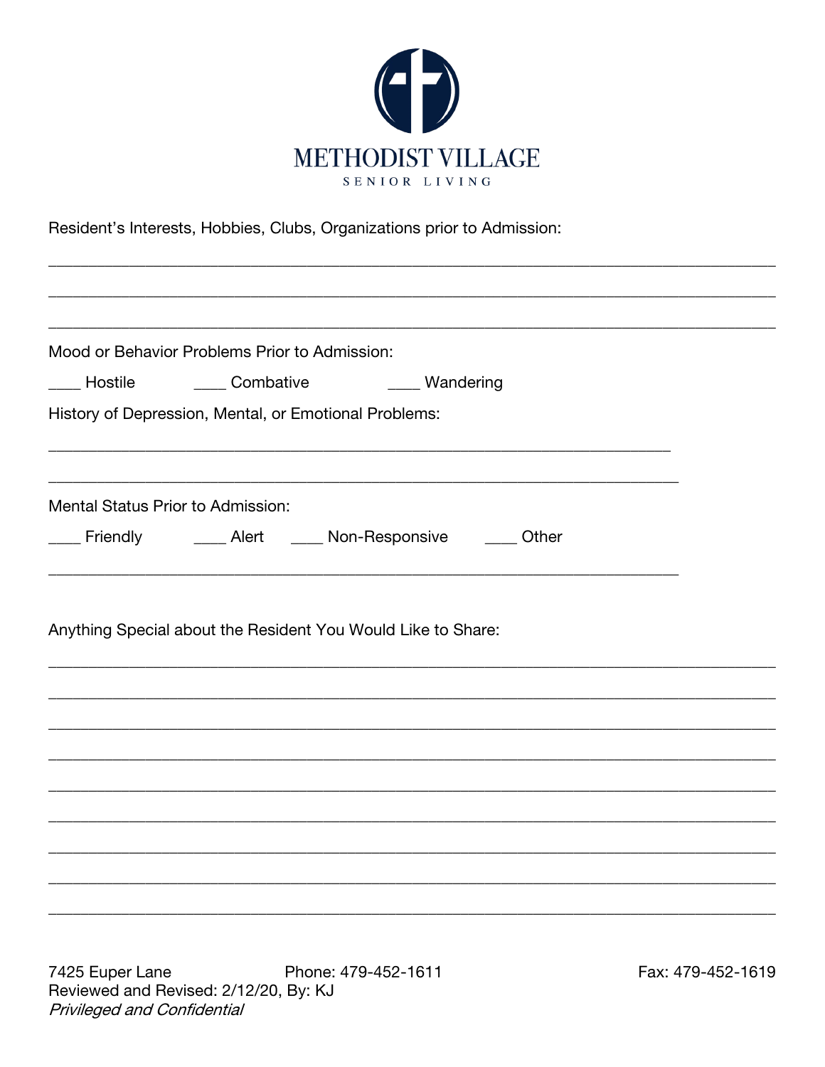METHODIST VILLAGE

SENIOR LIVING

Resident's Interests, Hobbies, Clubs, Organizations prior to Admission:

_______________________________________________________________________________

_______________________________________________________________________________

_______________________________________________________________________________

Mood or Behavior Problems Prior to Admission:

____ Hostile ____ Combative ____ Wandering

History of Depression, Mental, or Emotional Problems:

_______________________________________________________________________________

_______________________________________________________________________________

Mental Status Prior to Admission:

____ Friendly ____ Alert ____ Non-Responsive ____ Other

_______________________________________________________________________________

Anything Special about the Resident You Would Like to Share:

_______________________________________________________________________________

_______________________________________________________________________________

_______________________________________________________________________________

_______________________________________________________________________________

_______________________________________________________________________________

_______________________________________________________________________________

_______________________________________________________________________________

_______________________________________________________________________________

_______________________________________________________________________________

7425 Euper Lane Phone: 479-452-1611 Fax: 479-452-1619

Reviewed and Revised: 2/12/20, By: KJ

*Privileged and Confidential*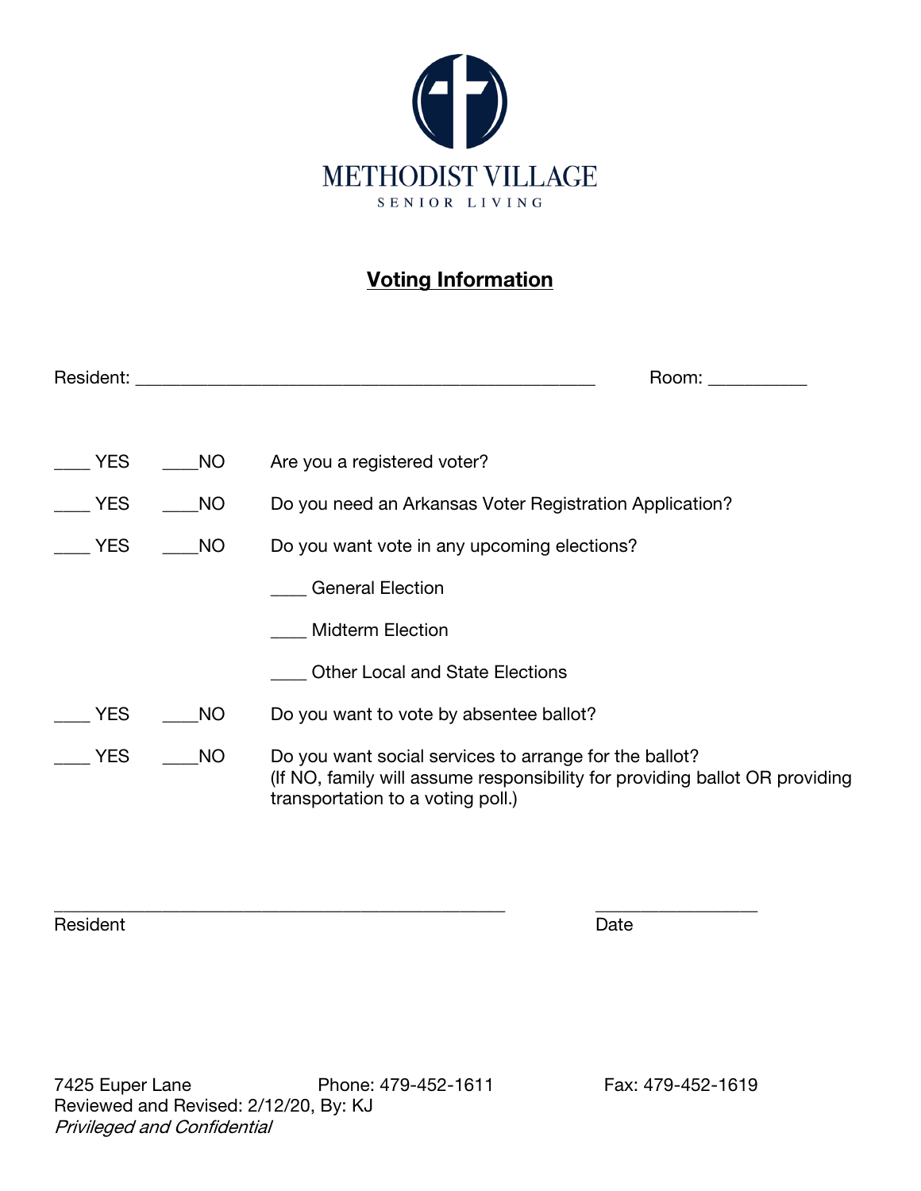METHODIST VILLAGE

SENIOR LIVING

## Voting Information

Resident: ________________________________________________ Room: __________

____ YES ____NO Are you a registered voter?

____ YES ____NO Do you need an Arkansas Voter Registration Application?

____ YES ____NO Do you want vote in any upcoming elections?

- ____ General Election
- ____ Midterm Election
- ____ Other Local and State Elections

____ YES ____NO Do you want to vote by absentee ballot?

____ YES ____NO Do you want social services to arrange for the ballot?
(If NO, family will assume responsibility for providing ballot OR providing transportation to a voting poll.)

_______________________________________________ ________________

Resident Date

7425 Euper Lane Phone: 479-452-1611 Fax: 479-452-1619

Reviewed and Revised: 2/12/20, By: KJ

*Privileged and Confidential*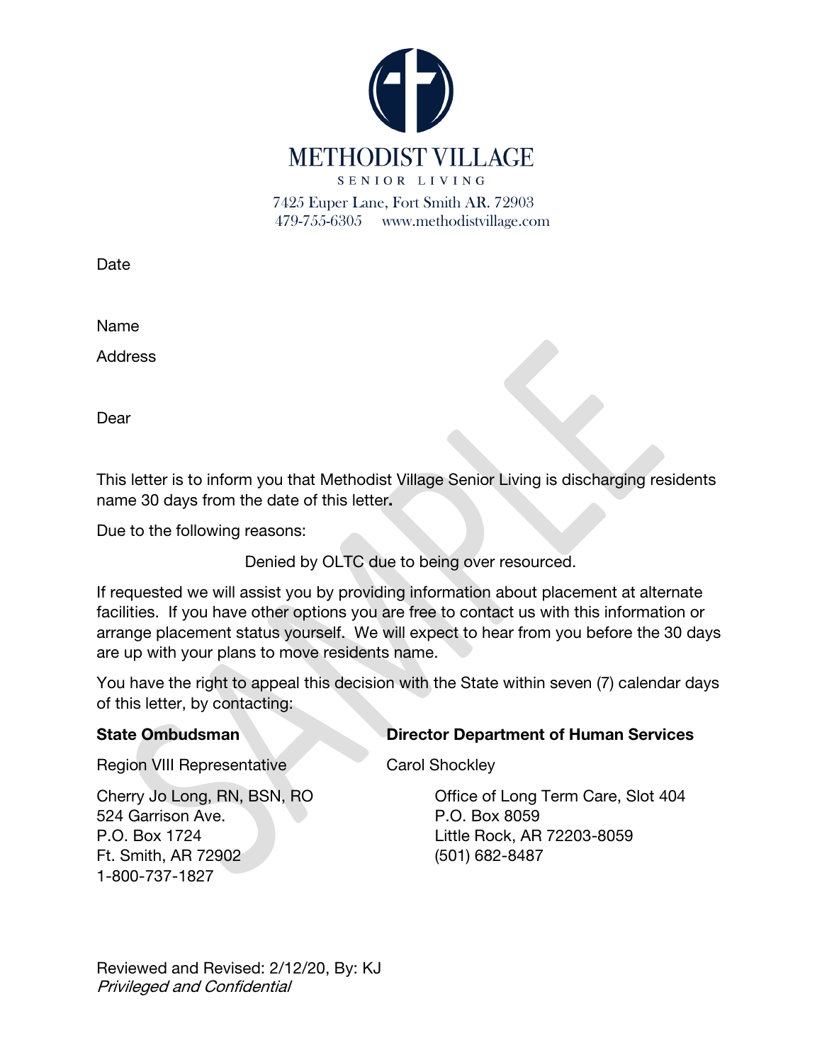# METHODIST VILLAGE

SENIOR LIVING

7425 Euper Lane, Fort Smith AR. 72903
479-755-6305     www.methodistvillage.com

Date

Name

Address

Dear

This letter is to inform you that Methodist Village Senior Living is discharging residents name 30 days from the date of this letter**.**

Due to the following reasons:

Denied by OLTC due to being over resourced.

If requested we will assist you by providing information about placement at alternate facilities. If you have other options you are free to contact us with this information or arrange placement status yourself. We will expect to hear from you before the 30 days are up with your plans to move residents name.

You have the right to appeal this decision with the State within seven (7) calendar days of this letter, by contacting:

**State Ombudsman**

Region VIII Representative

Cherry Jo Long, RN, BSN, RO
524 Garrison Ave.
P.O. Box 1724
Ft. Smith, AR 72902
1-800-737-1827

**Director Department of Human Services**

Carol Shockley

Office of Long Term Care, Slot 404
P.O. Box 8059
Little Rock, AR 72203-8059
(501) 682-8487

Reviewed and Revised: 2/12/20, By: KJ
*Privileged and Confidential*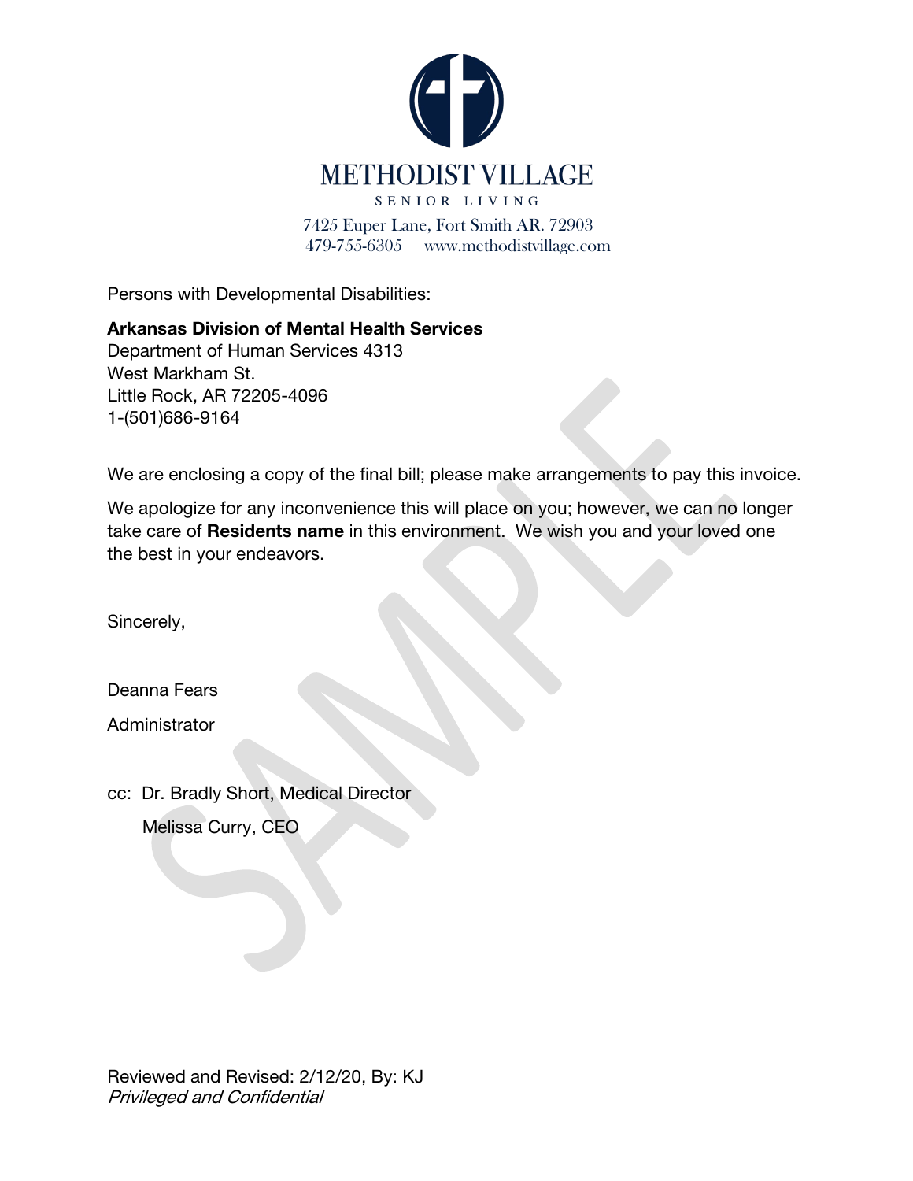# METHODIST VILLAGE

SENIOR LIVING

7425 Euper Lane, Fort Smith AR. 72903
479-755-6305 www.methodistvillage.com

Persons with Developmental Disabilities:

**Arkansas Division of Mental Health Services**
Department of Human Services 4313
West Markham St.
Little Rock, AR 72205-4096
1-(501)686-9164

We are enclosing a copy of the final bill; please make arrangements to pay this invoice.

We apologize for any inconvenience this will place on you; however, we can no longer take care of **Residents name** in this environment. We wish you and your loved one the best in your endeavors.

Sincerely,

Deanna Fears

Administrator

cc: Dr. Bradly Short, Medical Director

Melissa Curry, CEO

Reviewed and Revised: 2/12/20, By: KJ
*Privileged and Confidential*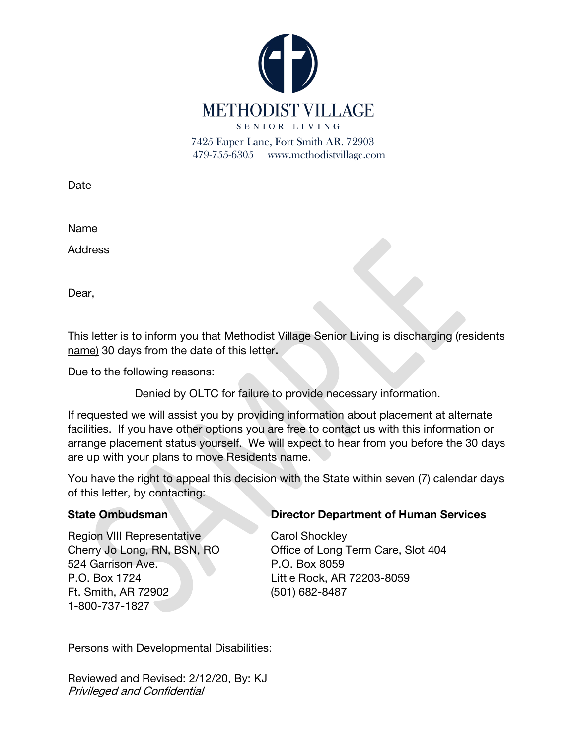# METHODIST VILLAGE

SENIOR LIVING

7425 Euper Lane, Fort Smith AR. 72903
479-755-6305 www.methodistvillage.com

Date

Name

Address

Dear,

This letter is to inform you that Methodist Village Senior Living is discharging (residents name) 30 days from the date of this letter**.**

Due to the following reasons:

Denied by OLTC for failure to provide necessary information.

If requested we will assist you by providing information about placement at alternate facilities. If you have other options you are free to contact us with this information or arrange placement status yourself. We will expect to hear from you before the 30 days are up with your plans to move Residents name.

You have the right to appeal this decision with the State within seven (7) calendar days of this letter, by contacting:

**State Ombudsman**

Region VIII Representative
Cherry Jo Long, RN, BSN, RO
524 Garrison Ave.
P.O. Box 1724
Ft. Smith, AR 72902
1-800-737-1827

**Director Department of Human Services**

Carol Shockley
Office of Long Term Care, Slot 404
P.O. Box 8059
Little Rock, AR 72203-8059
(501) 682-8487

Persons with Developmental Disabilities:

Reviewed and Revised: 2/12/20, By: KJ
*Privileged and Confidential*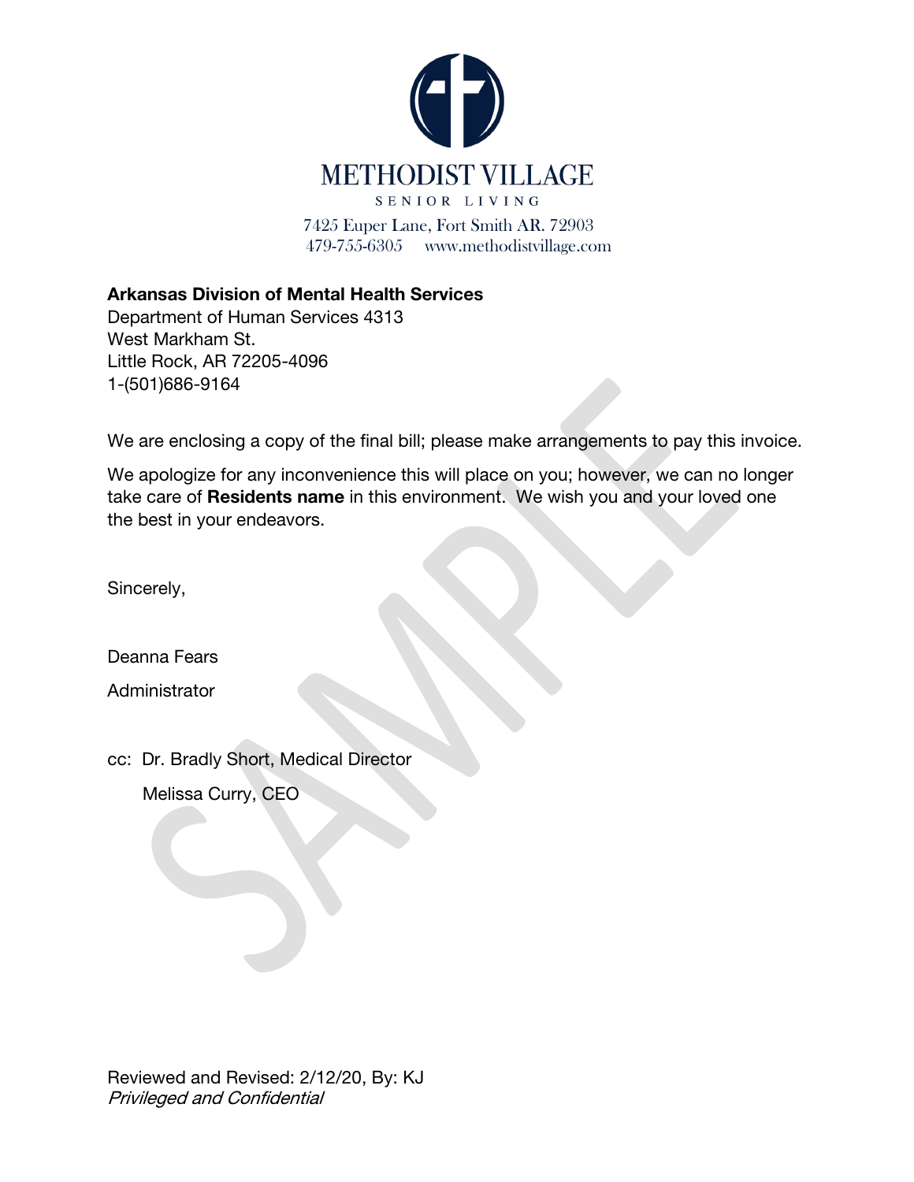METHODIST VILLAGE

SENIOR LIVING

7425 Euper Lane, Fort Smith AR. 72903
479-755-6305 www.methodistvillage.com

**Arkansas Division of Mental Health Services**
Department of Human Services 4313
West Markham St.
Little Rock, AR 72205-4096
1-(501)686-9164

We are enclosing a copy of the final bill; please make arrangements to pay this invoice.

We apologize for any inconvenience this will place on you; however, we can no longer take care of **Residents name** in this environment. We wish you and your loved one the best in your endeavors.

Sincerely,

Deanna Fears

Administrator

cc: Dr. Bradly Short, Medical Director

Melissa Curry, CEO

Reviewed and Revised: 2/12/20, By: KJ
*Privileged and Confidential*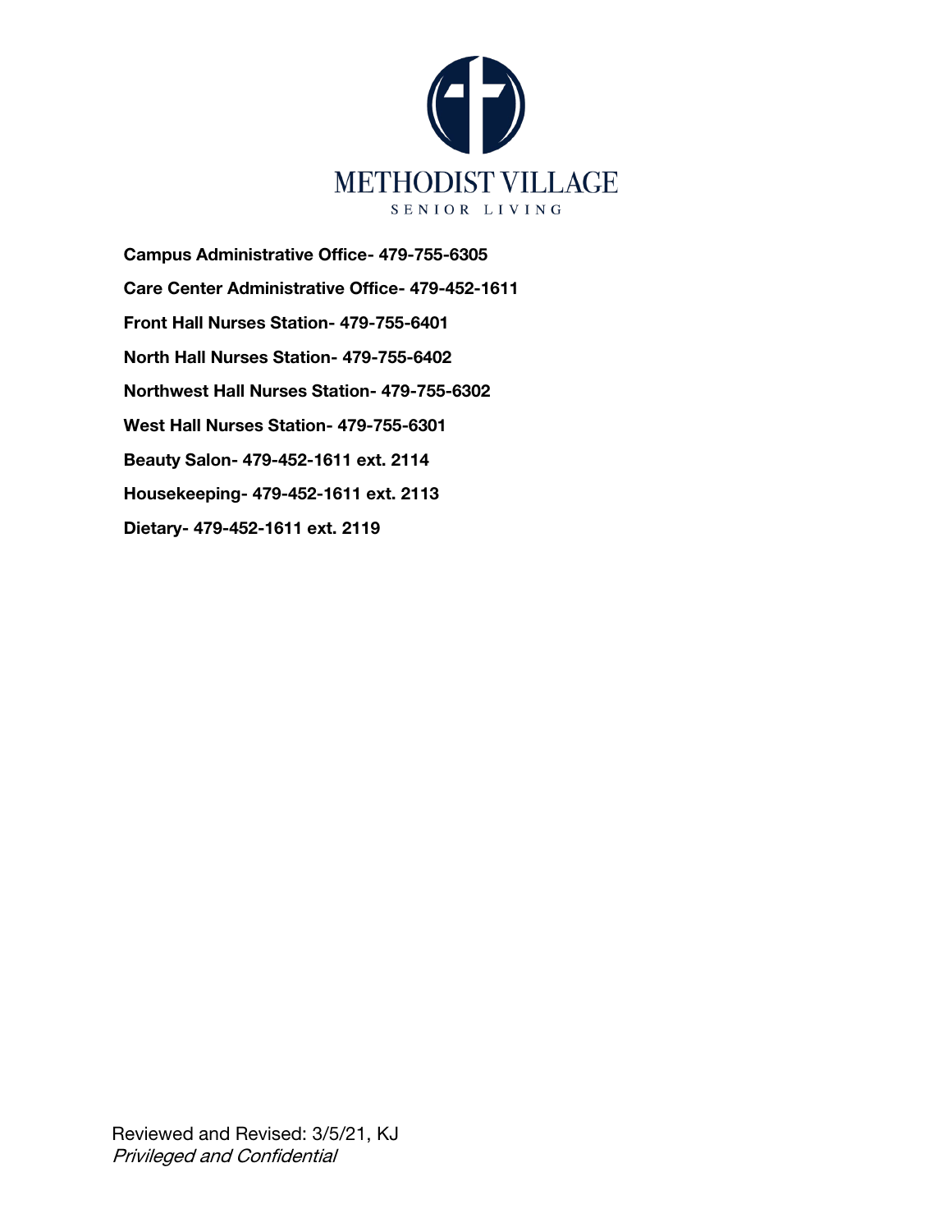METHODIST VILLAGE

SENIOR LIVING

**Campus Administrative Office- 479-755-6305**

**Care Center Administrative Office- 479-452-1611**

**Front Hall Nurses Station- 479-755-6401**

**North Hall Nurses Station- 479-755-6402**

**Northwest Hall Nurses Station- 479-755-6302**

**West Hall Nurses Station- 479-755-6301**

**Beauty Salon- 479-452-1611 ext. 2114**

**Housekeeping- 479-452-1611 ext. 2113**

**Dietary- 479-452-1611 ext. 2119**

Reviewed and Revised: 3/5/21, KJ
*Privileged and Confidential*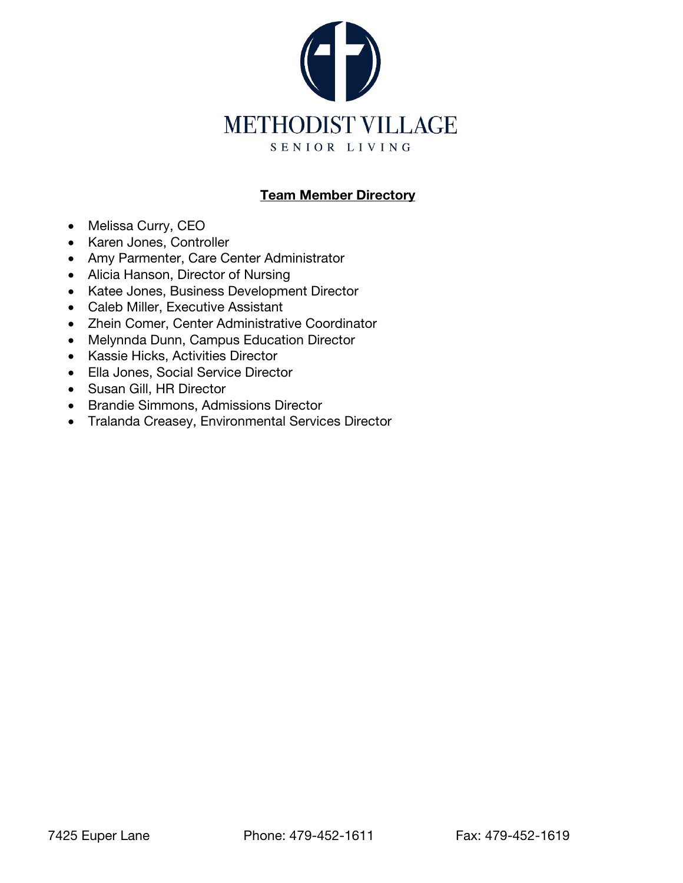METHODIST VILLAGE

SENIOR LIVING

## Team Member Directory

- Melissa Curry, CEO
- Karen Jones, Controller
- Amy Parmenter, Care Center Administrator
- Alicia Hanson, Director of Nursing
- Katee Jones, Business Development Director
- Caleb Miller, Executive Assistant
- Zhein Comer, Center Administrative Coordinator
- Melynnda Dunn, Campus Education Director
- Kassie Hicks, Activities Director
- Ella Jones, Social Service Director
- Susan Gill, HR Director
- Brandie Simmons, Admissions Director
- Tralanda Creasey, Environmental Services Director

7425 Euper Lane Phone: 479-452-1611 Fax: 479-452-1619